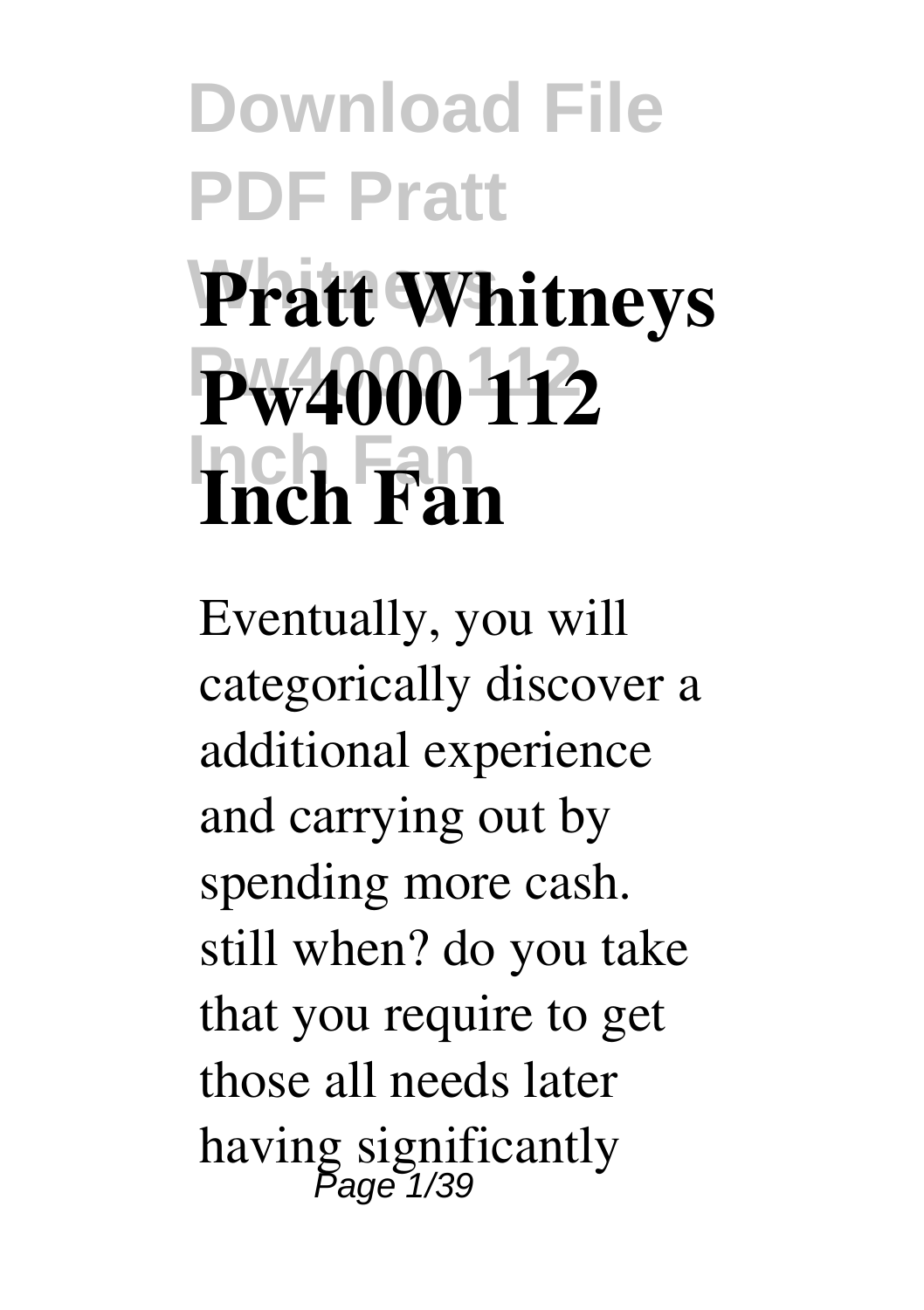# Pratt Whitneys Pw4000 112 Inch Fan

Eventually, you will categorically discover a additional experience and carrying out by spending more cash. still when? do you take that you require to get those all needs later having significantly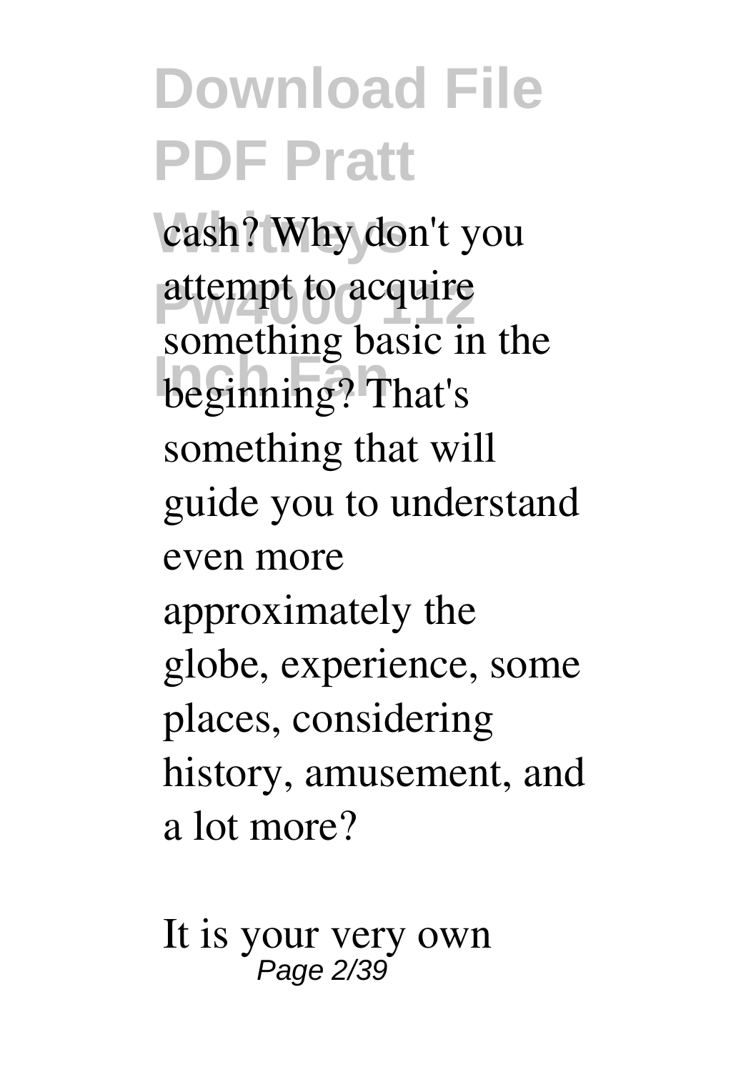cash? Why don't you attempt to acquire something basic in the beginning? That's something that will guide you to understand even more approximately the globe, experience, some places, considering history, amusement, and a lot more?

It is your very own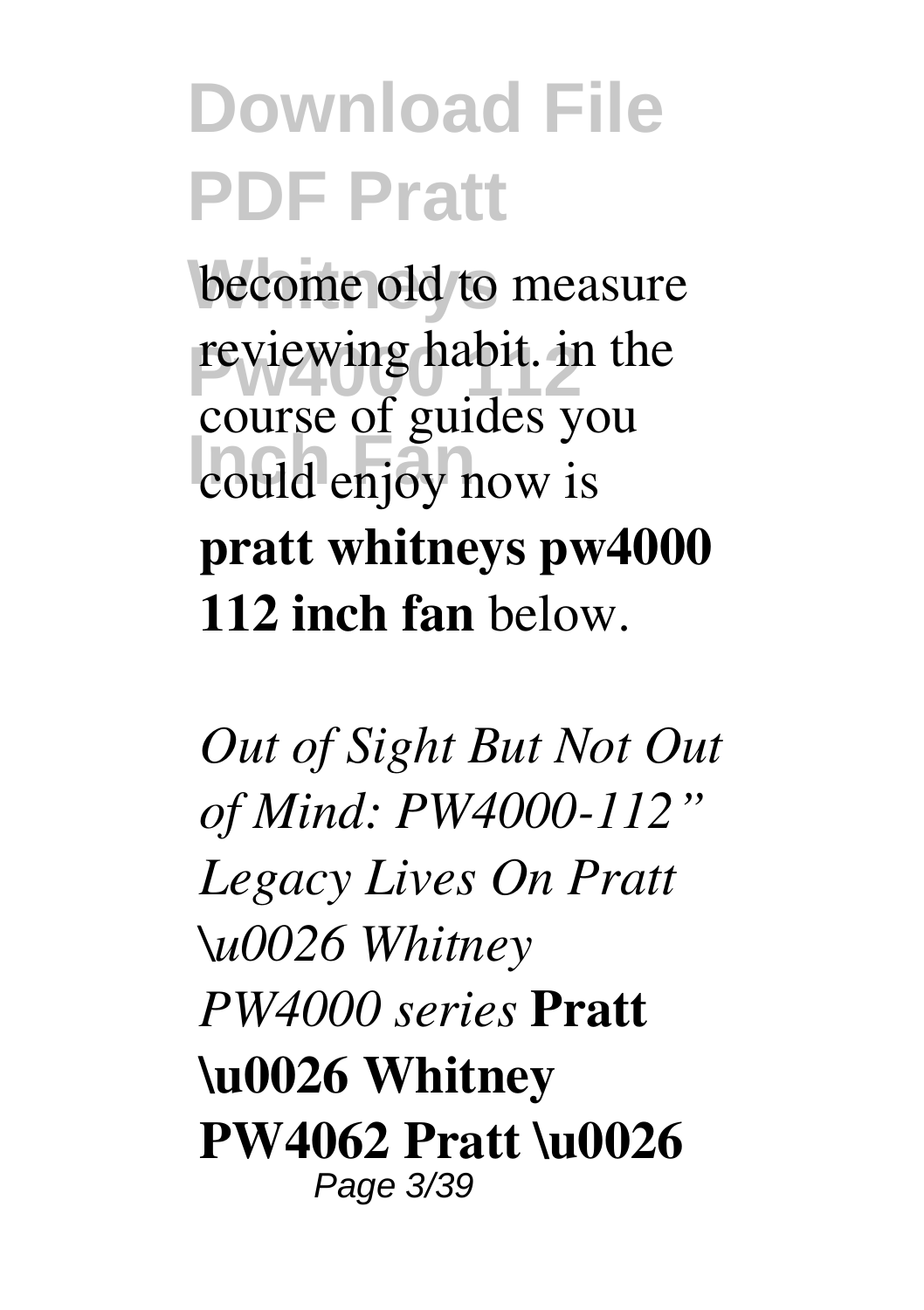become old to measure reviewing habit. in the course of guides you could enjoy now is **pratt whitneys pw4000 112 inch fan** below.

*Out of Sight But Not Out of Mind: PW4000-112" Legacy Lives On Pratt \u0026 Whitney PW4000 series* **Pratt \u0026 Whitney PW4062 Pratt \u0026**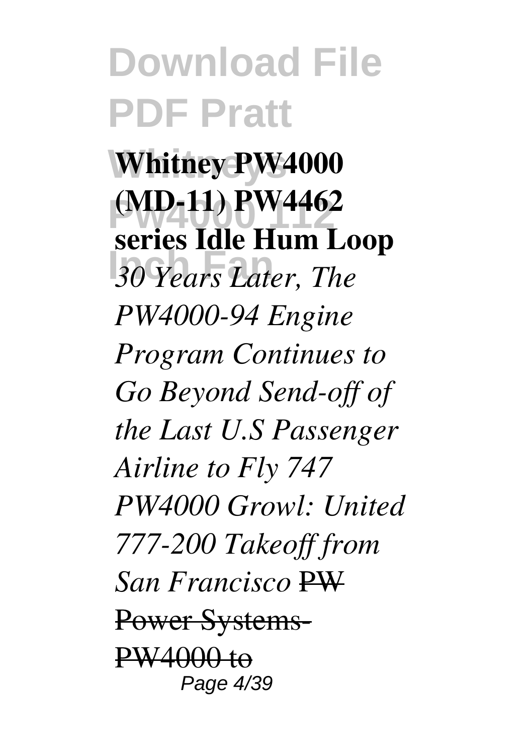**Whitney PW4000 (MD-11) PW4462 series Idle Hum Loop** *30 Years Later, The PW4000-94 Engine Program Continues to Go Beyond Send-off of the Last U.S Passenger Airline to Fly 747 PW4000 Growl: United 777-200 Takeoff from San Francisco* ~~PW Power Systems-PW4000 to~~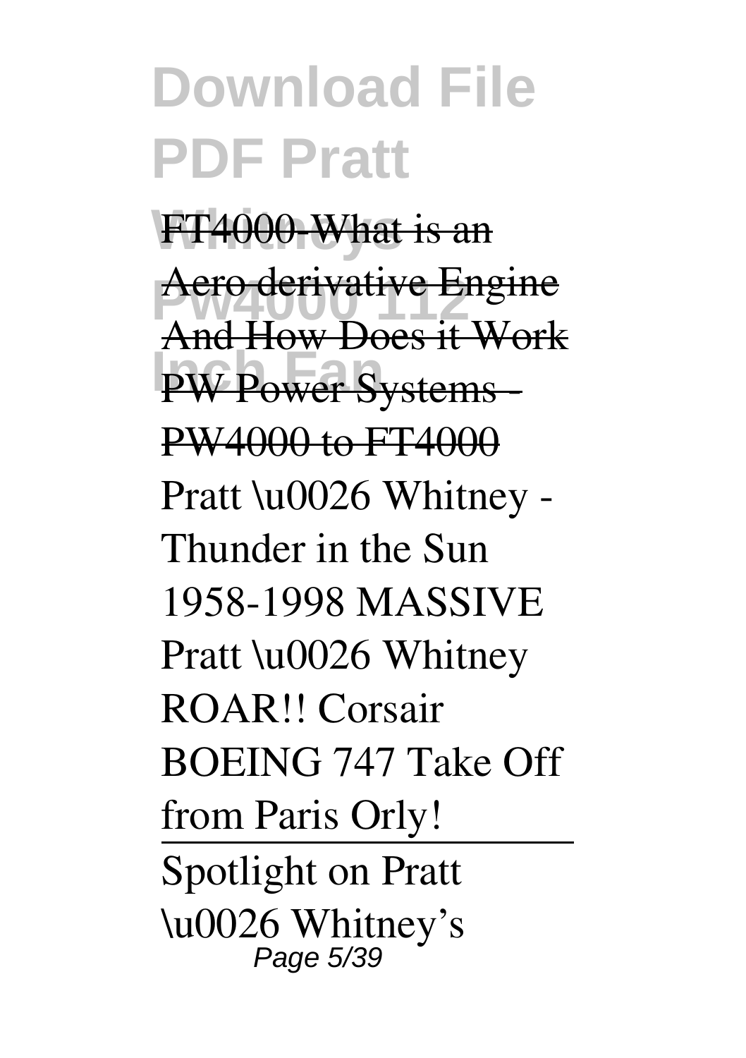FT4000-What is an Aero derivative Engine And How Does it Work

PW Power Systems - PW4000 to FT4000

Pratt \u0026 Whitney - Thunder in the Sun 1958-1998 MASSIVE Pratt \u0026 Whitney ROAR!! Corsair BOEING 747 Take Off from Paris Orly!

---

Spotlight on Pratt \u0026 Whitney's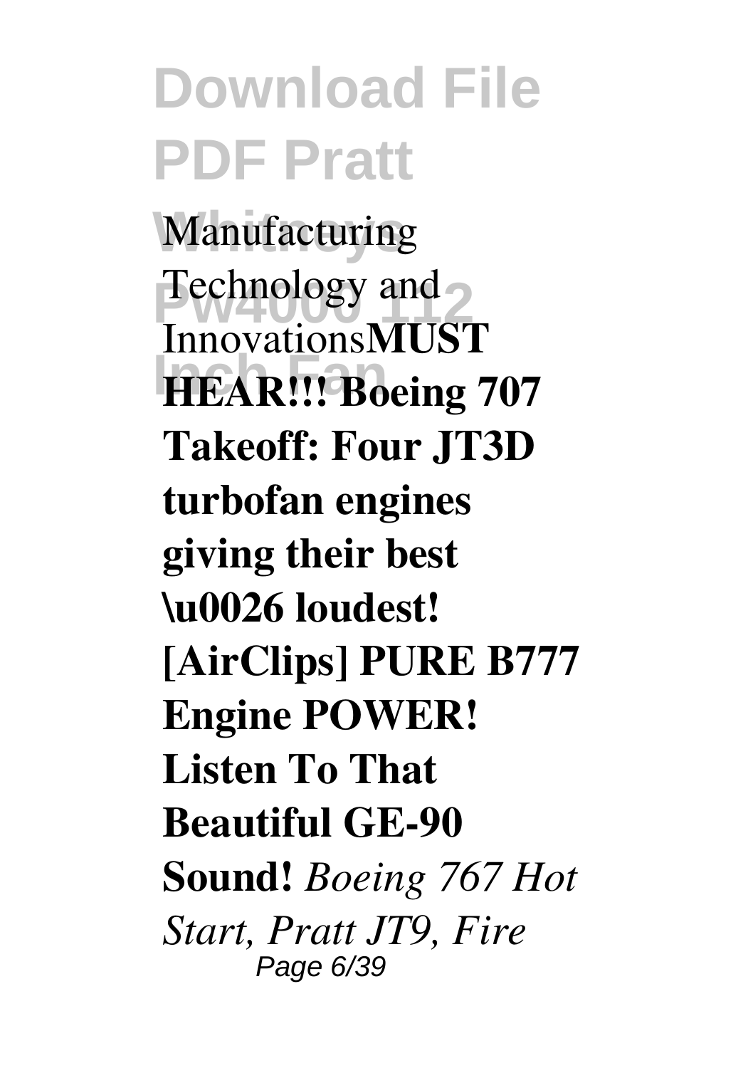Manufacturing Technology and Innovations**MUST HEAR!!! Boeing 707 Takeoff: Four JT3D turbofan engines giving their best \u0026 loudest! [AirClips] PURE B777 Engine POWER! Listen To That Beautiful GE-90 Sound!** *Boeing 767 Hot Start, Pratt JT9, Fire*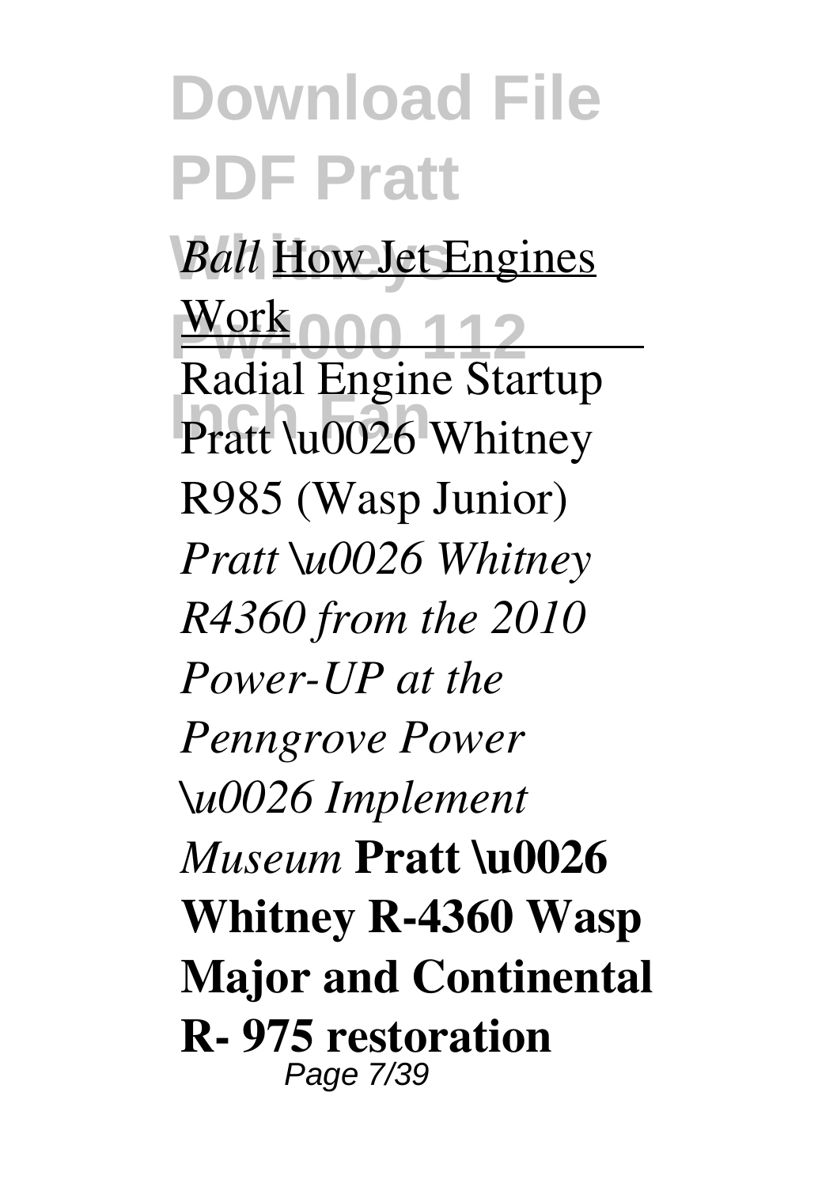*Ball* How Jet Engines Work

Radial Engine Startup Pratt \u0026 Whitney R985 (Wasp Junior) *Pratt \u0026 Whitney R4360 from the 2010 Power-UP at the Penngrove Power \u0026 Implement Museum* **Pratt \u0026 Whitney R-4360 Wasp Major and Continental R- 975 restoration**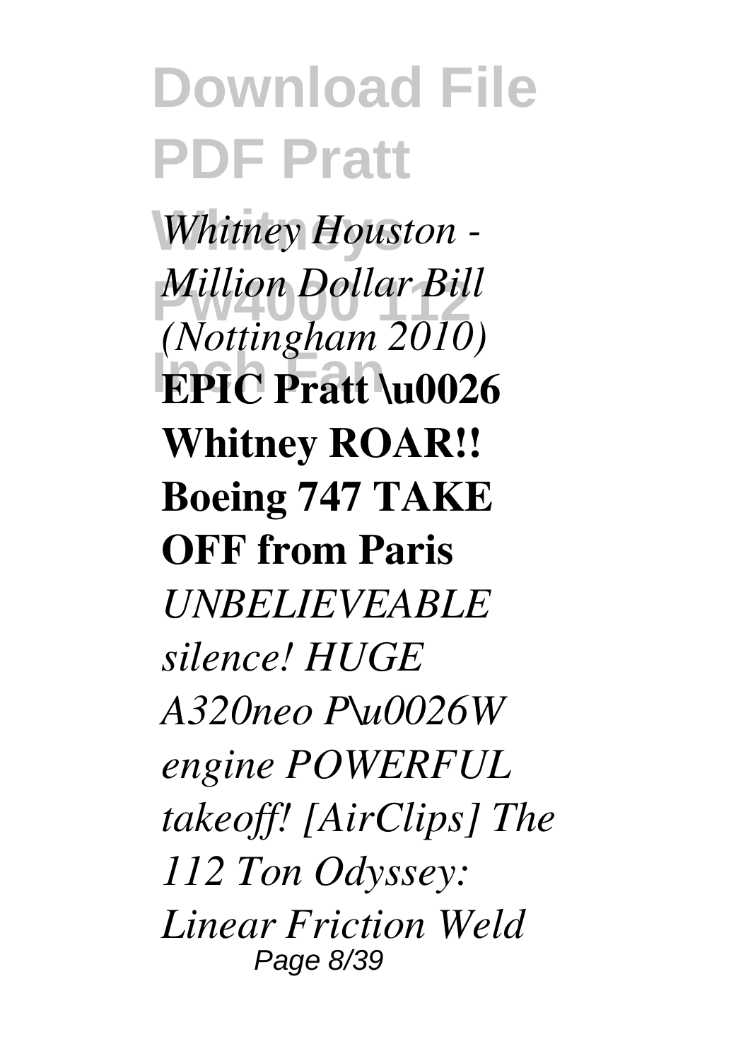*Whitney Houston - Million Dollar Bill (Nottingham 2010)* **EPIC Pratt \u0026 Whitney ROAR!! Boeing 747 TAKE OFF from Paris** *UNBELIEVEABLE silence! HUGE A320neo P\u0026W engine POWERFUL takeoff! [AirClips] The 112 Ton Odyssey: Linear Friction Weld*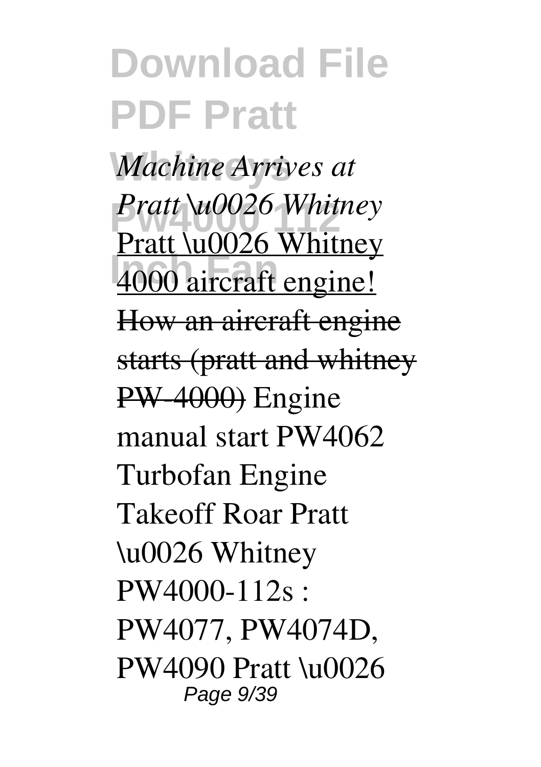*Machine Arrives at Pratt \u0026 Whitney*
Pratt \u0026 Whitney 4000 aircraft engine!
~~How an aircraft engine starts (pratt and whitney PW-4000)~~ Engine manual start PW4062 Turbofan Engine Takeoff Roar Pratt \u0026 Whitney PW4000-112s : PW4077, PW4074D, PW4090 Pratt \u0026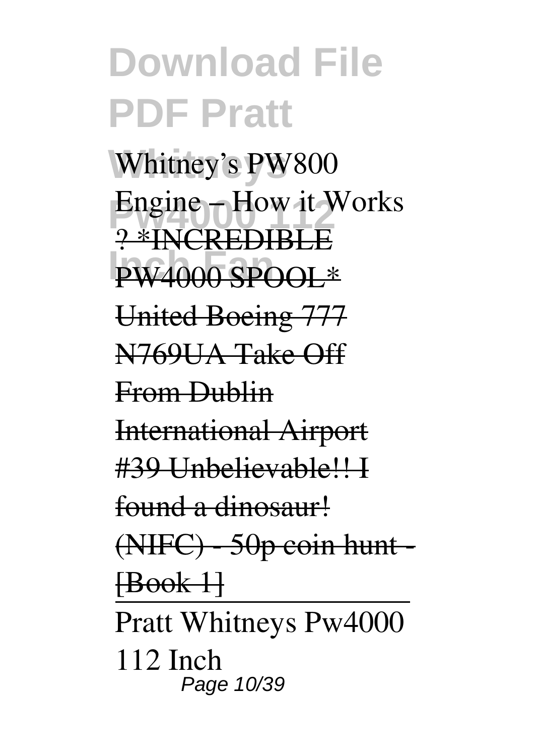Whitney's PW800 Engine – How it Works

~~? *INCREDIBLE PW4000 SPOOL* United Boeing 777 N769UA Take Off From Dublin International Airport #39 Unbelievable!! I found a dinosaur! (NIFC) - 50p coin hunt - [Book 1]~~

Pratt Whitneys Pw4000 112 Inch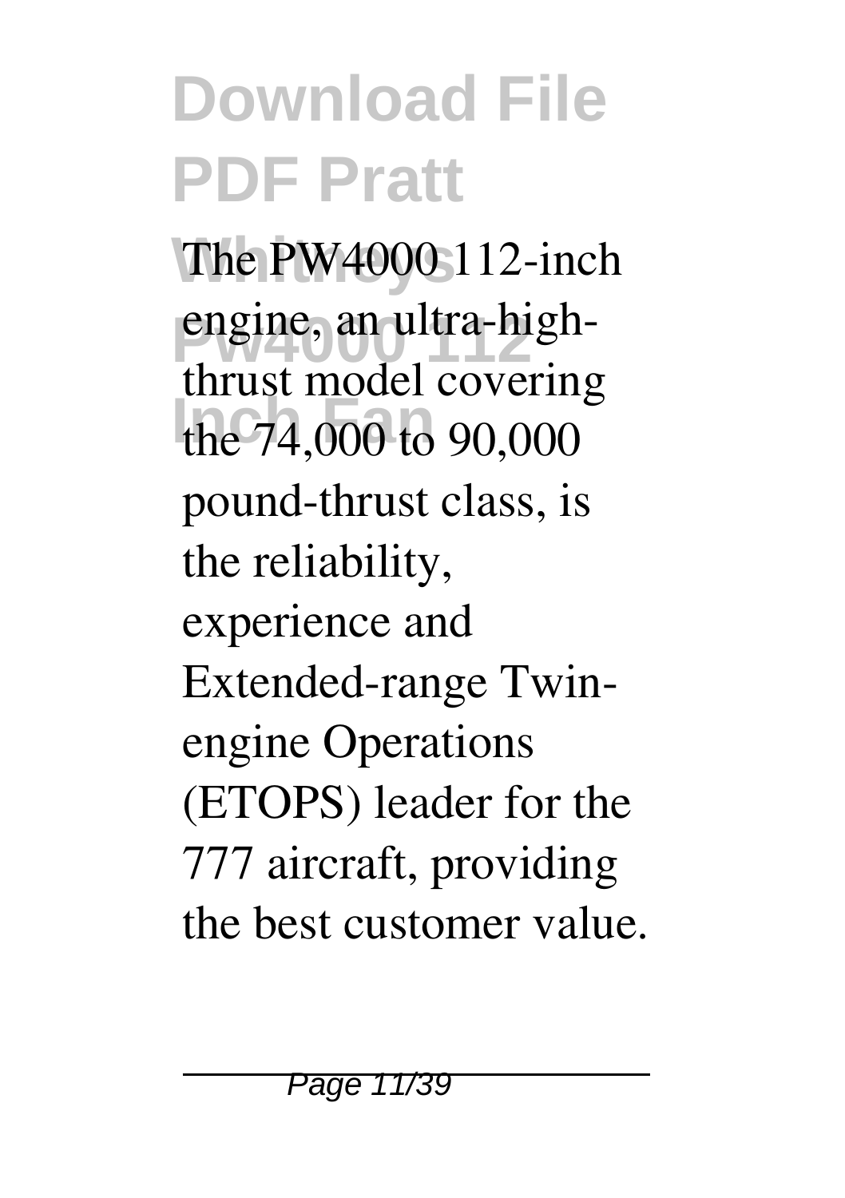The PW4000 112-inch engine, an ultra-high-thrust model covering the 74,000 to 90,000 pound-thrust class, is the reliability, experience and Extended-range Twin-engine Operations (ETOPS) leader for the 777 aircraft, providing the best customer value.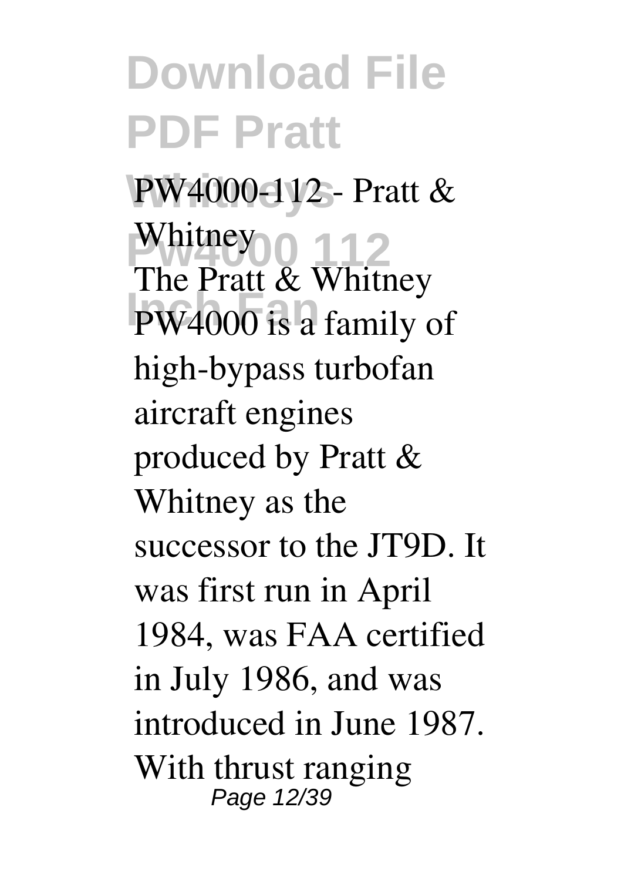**PW4000-112 - Pratt & Whitney**

The Pratt & Whitney PW4000 is a family of high-bypass turbofan aircraft engines produced by Pratt & Whitney as the successor to the JT9D. It was first run in April 1984, was FAA certified in July 1986, and was introduced in June 1987. With thrust ranging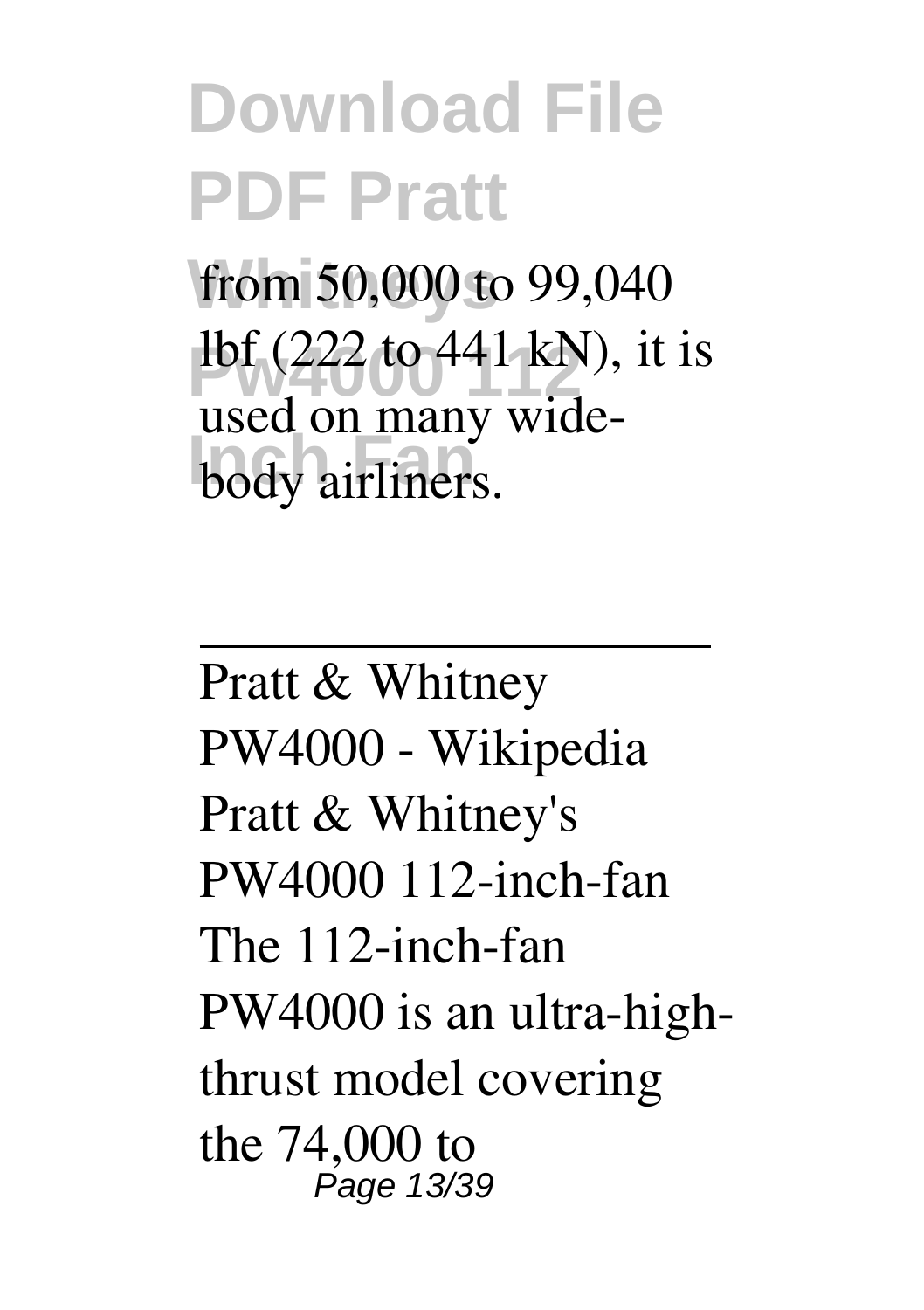from 50,000 to 99,040 lbf (222 to 441 kN), it is used on many wide-body airliners.

---

Pratt & Whitney PW4000 - Wikipedia
Pratt & Whitney's PW4000 112-inch-fan The 112-inch-fan PW4000 is an ultra-high-thrust model covering the 74,000 to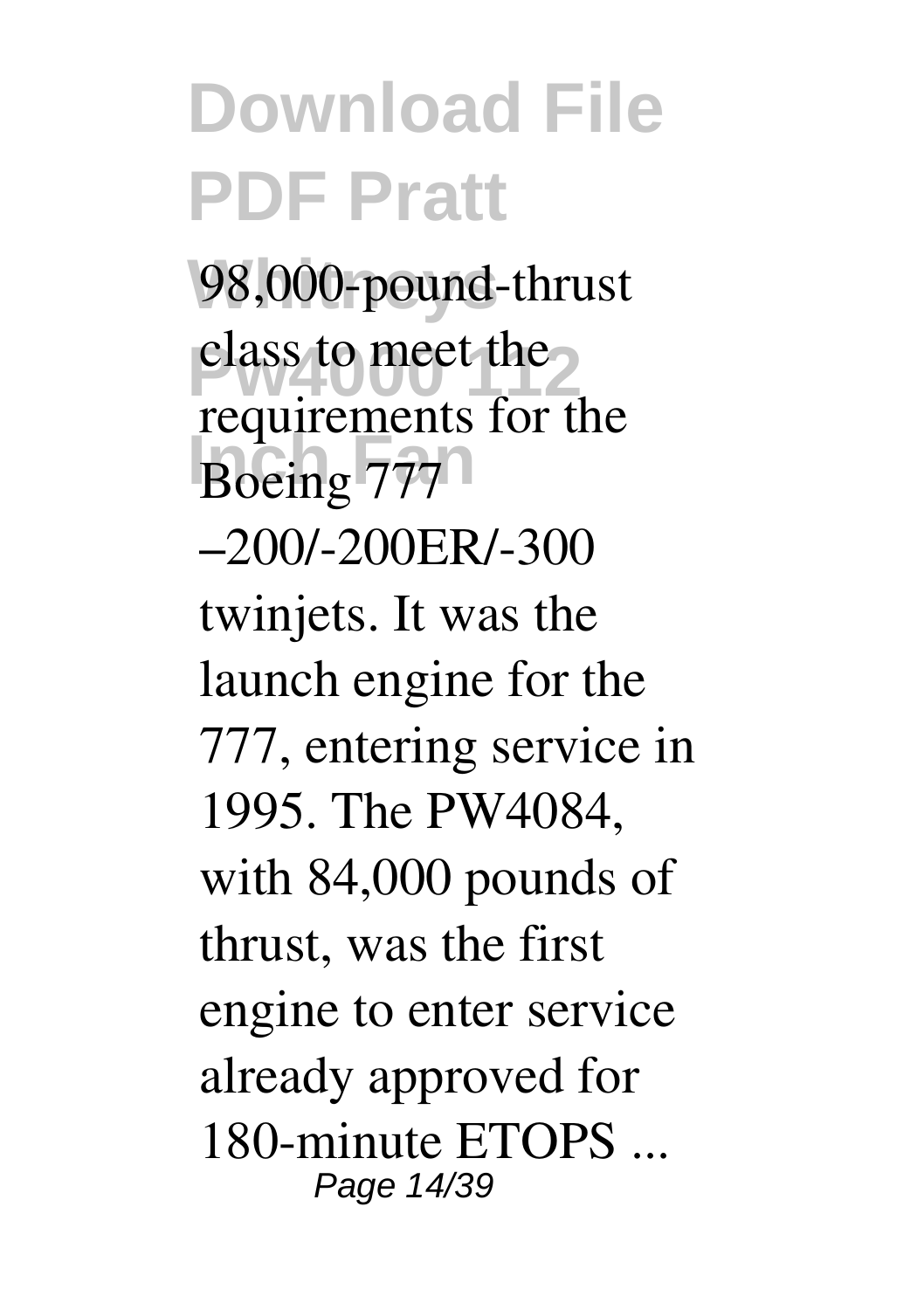98,000-pound-thrust class to meet the requirements for the Boeing 777 –200/-200ER/-300 twinjets. It was the launch engine for the 777, entering service in 1995. The PW4084, with 84,000 pounds of thrust, was the first engine to enter service already approved for 180-minute ETOPS ...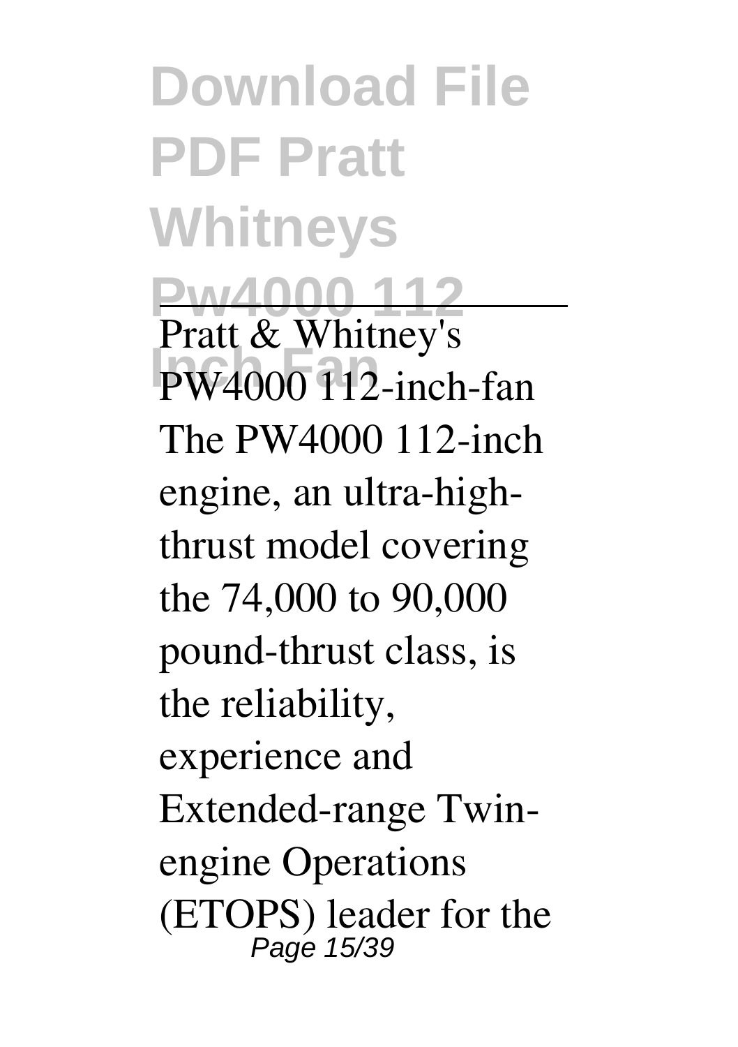Pratt & Whitney's PW4000 112-inch-fan

The PW4000 112-inch engine, an ultra-high-thrust model covering the 74,000 to 90,000 pound-thrust class, is the reliability, experience and Extended-range Twin-engine Operations (ETOPS) leader for the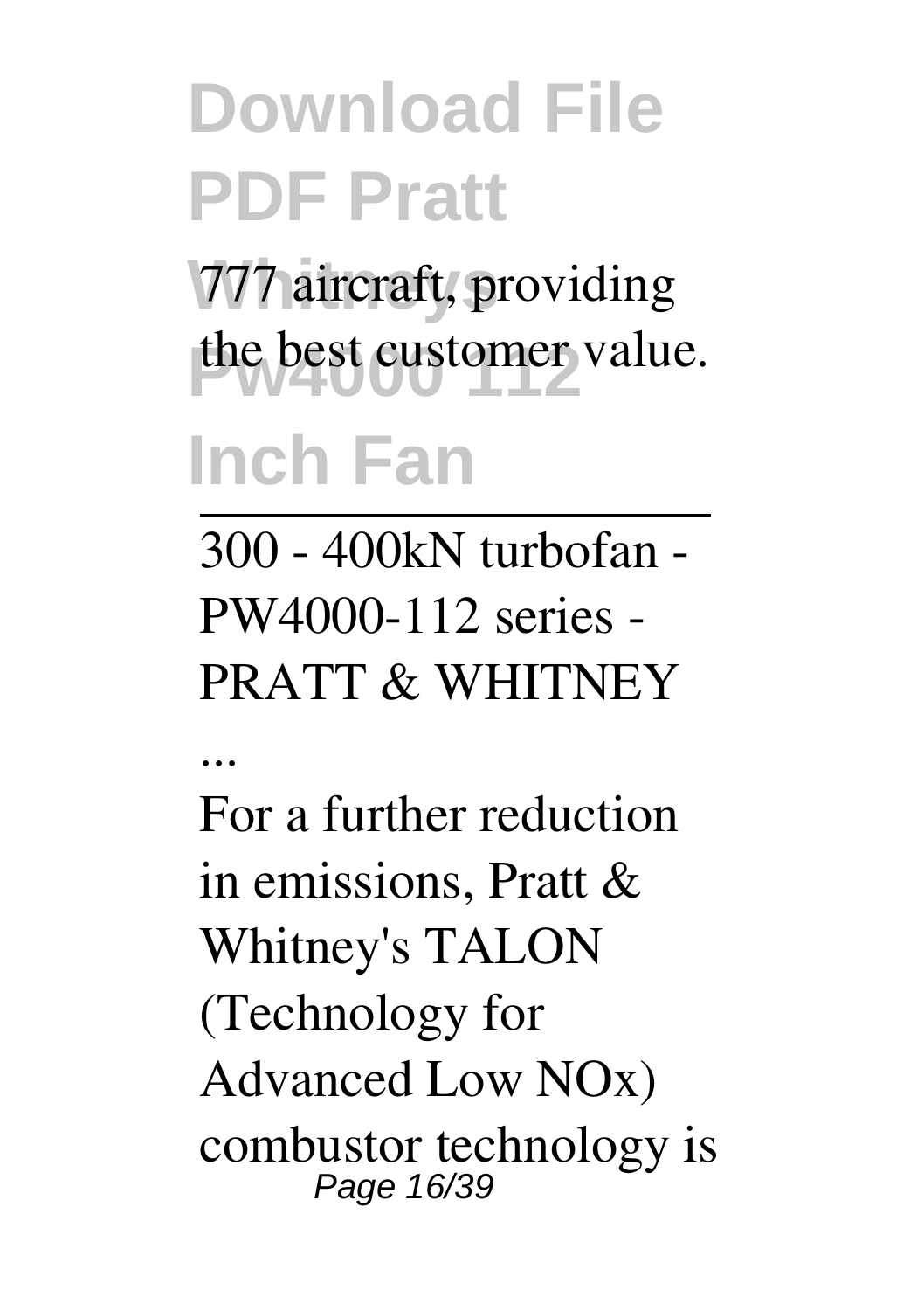777 aircraft, providing the best customer value.

300 - 400kN turbofan - PW4000-112 series - PRATT & WHITNEY ...

For a further reduction in emissions, Pratt & Whitney's TALON (Technology for Advanced Low NOx) combustor technology is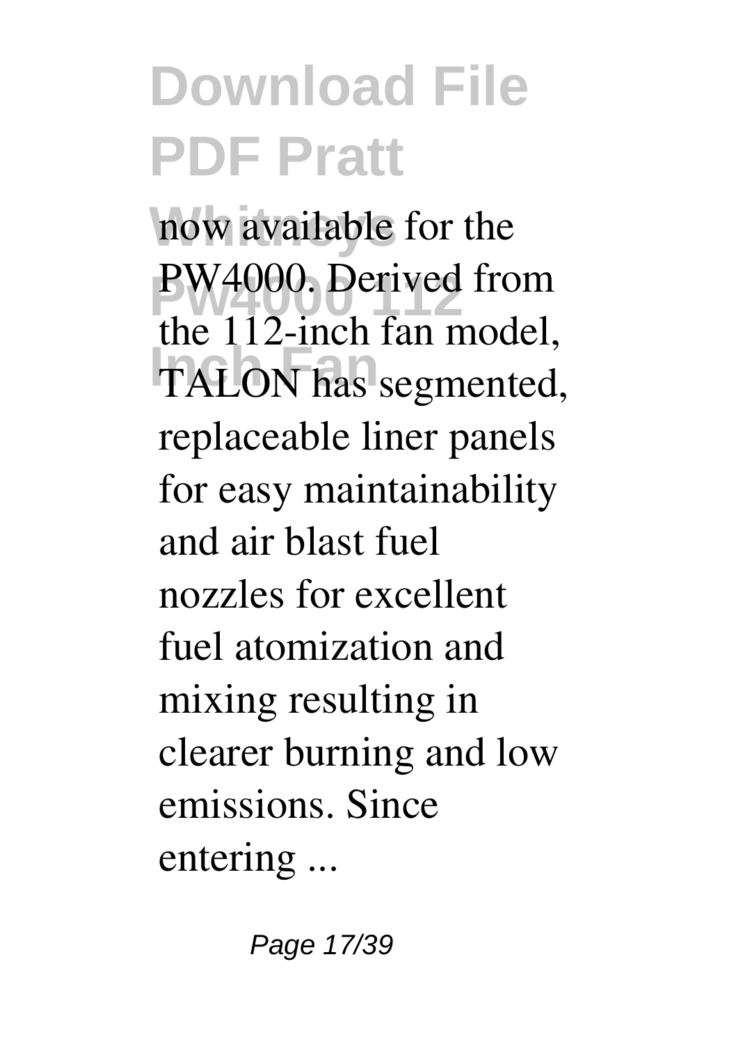now available for the PW4000. Derived from the 112-inch fan model, TALON has segmented, replaceable liner panels for easy maintainability and air blast fuel nozzles for excellent fuel atomization and mixing resulting in clearer burning and low emissions. Since entering ...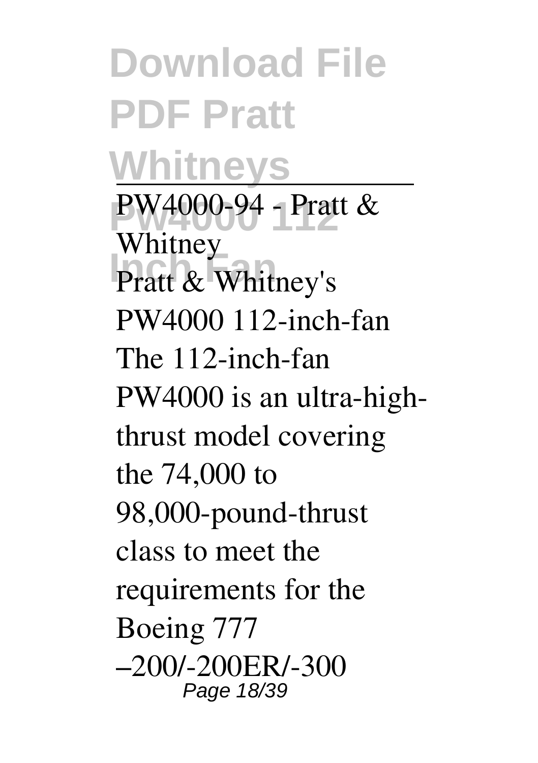PW4000-94 - Pratt & Whitney

Pratt & Whitney's PW4000 112-inch-fan The 112-inch-fan PW4000 is an ultra-high-thrust model covering the 74,000 to 98,000-pound-thrust class to meet the requirements for the Boeing 777 –200/-200ER/-300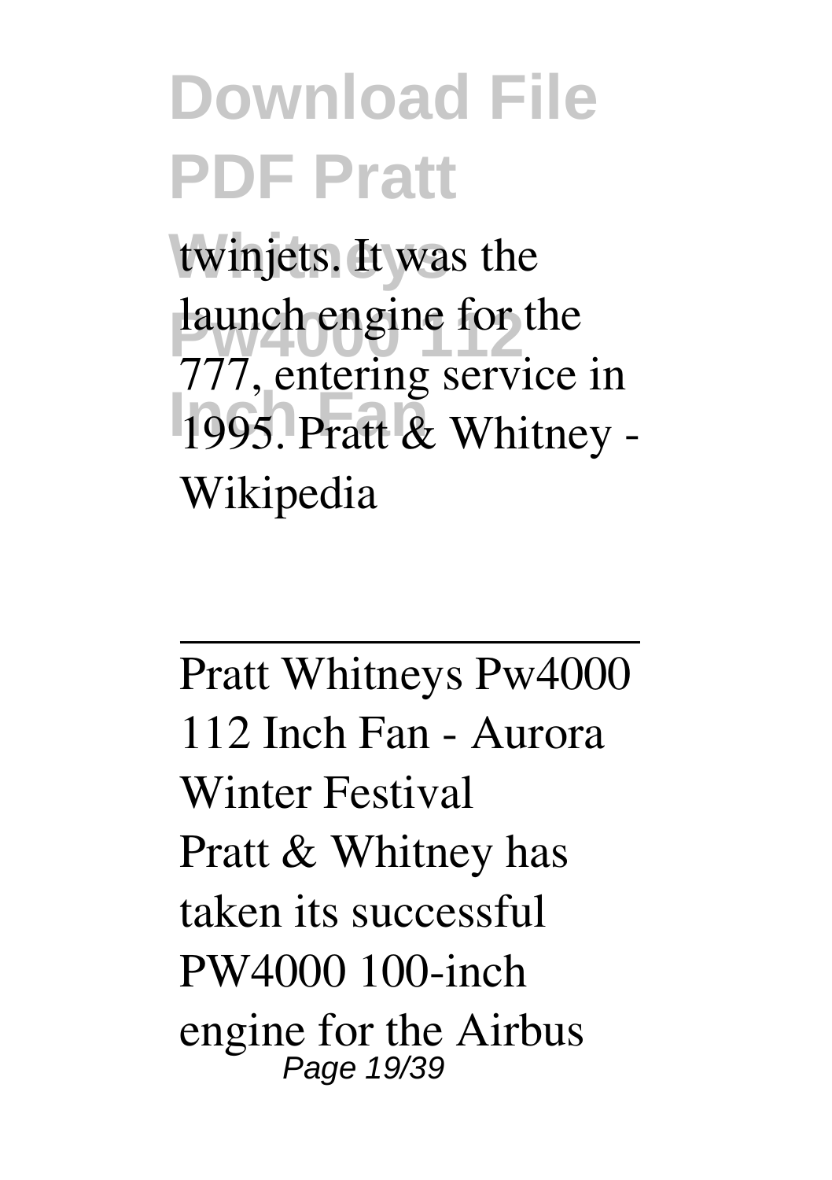twinjets. It was the launch engine for the 777, entering service in 1995. Pratt & Whitney - Wikipedia

---

Pratt Whitneys Pw4000 112 Inch Fan - Aurora Winter Festival

Pratt & Whitney has taken its successful PW4000 100-inch engine for the Airbus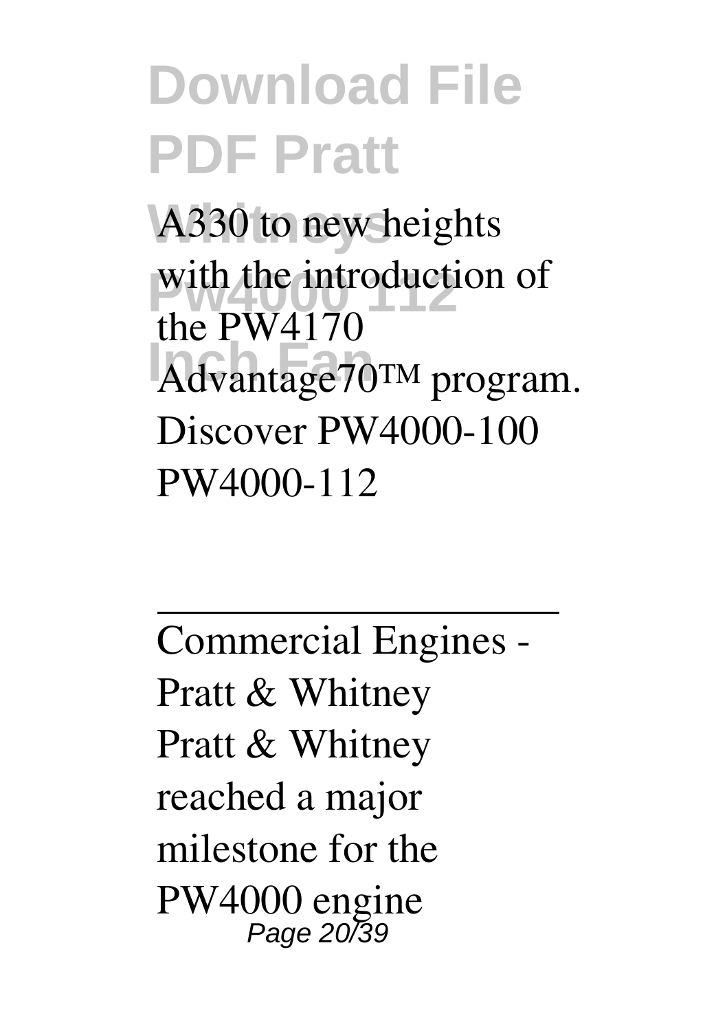A330 to new heights with the introduction of the PW4170 Advantage70™ program. Discover PW4000-100 PW4000-112

---

Commercial Engines - Pratt & Whitney

Pratt & Whitney reached a major milestone for the PW4000 engine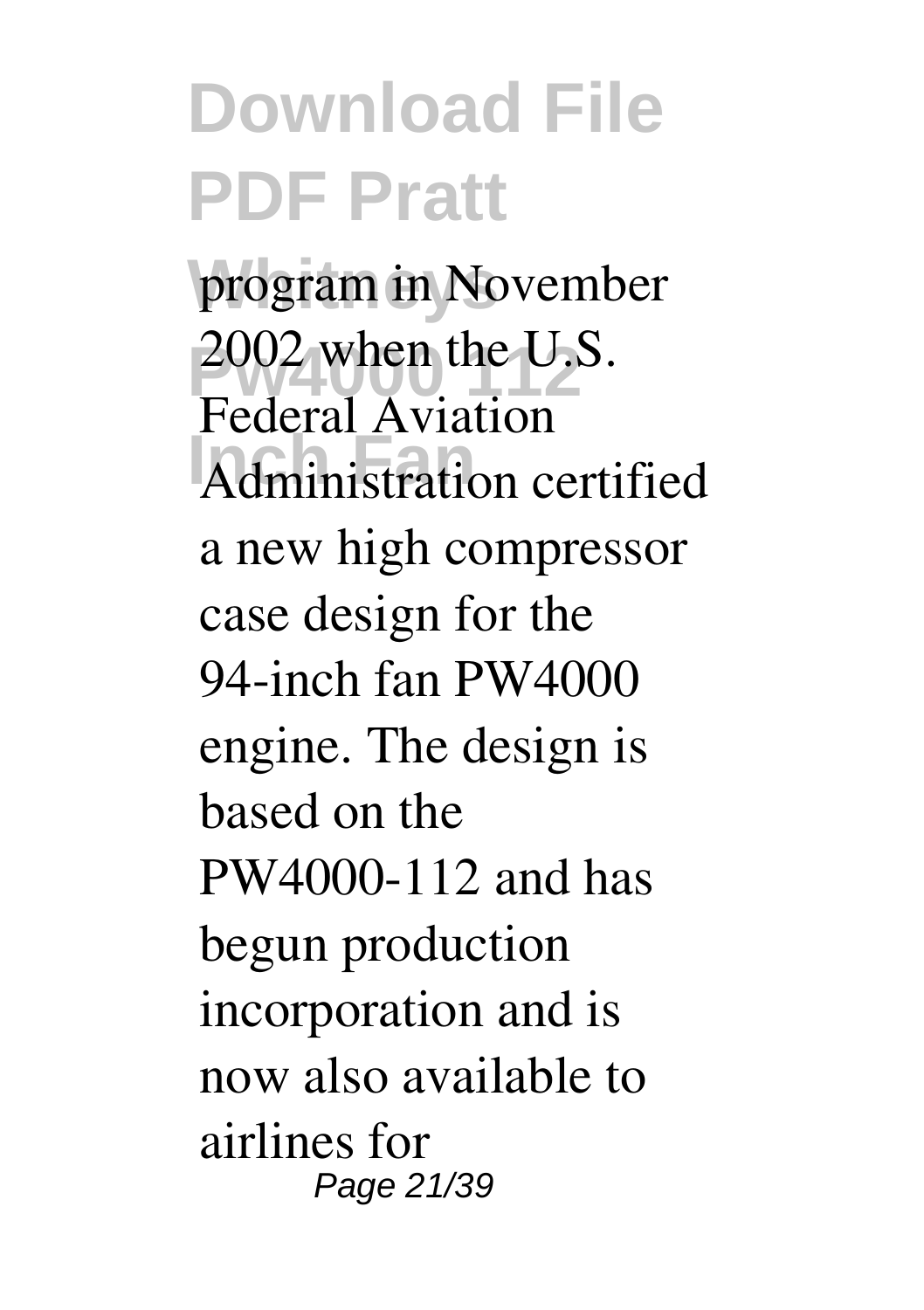program in November 2002 when the U.S. Federal Aviation Administration certified a new high compressor case design for the 94-inch fan PW4000 engine. The design is based on the PW4000-112 and has begun production incorporation and is now also available to airlines for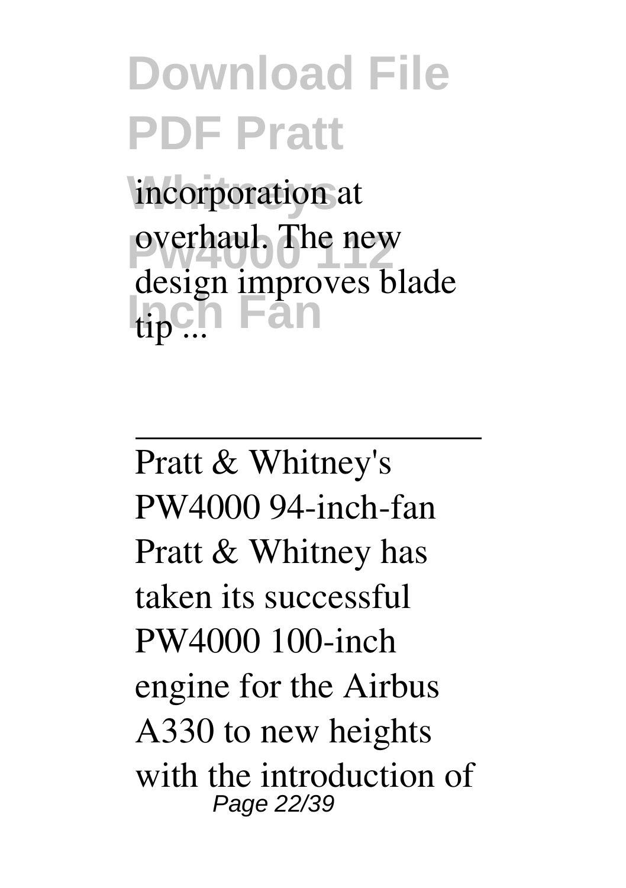incorporation at overhaul. The new design improves blade tip ...

---

Pratt & Whitney's PW4000 94-inch-fan Pratt & Whitney has taken its successful PW4000 100-inch engine for the Airbus A330 to new heights with the introduction of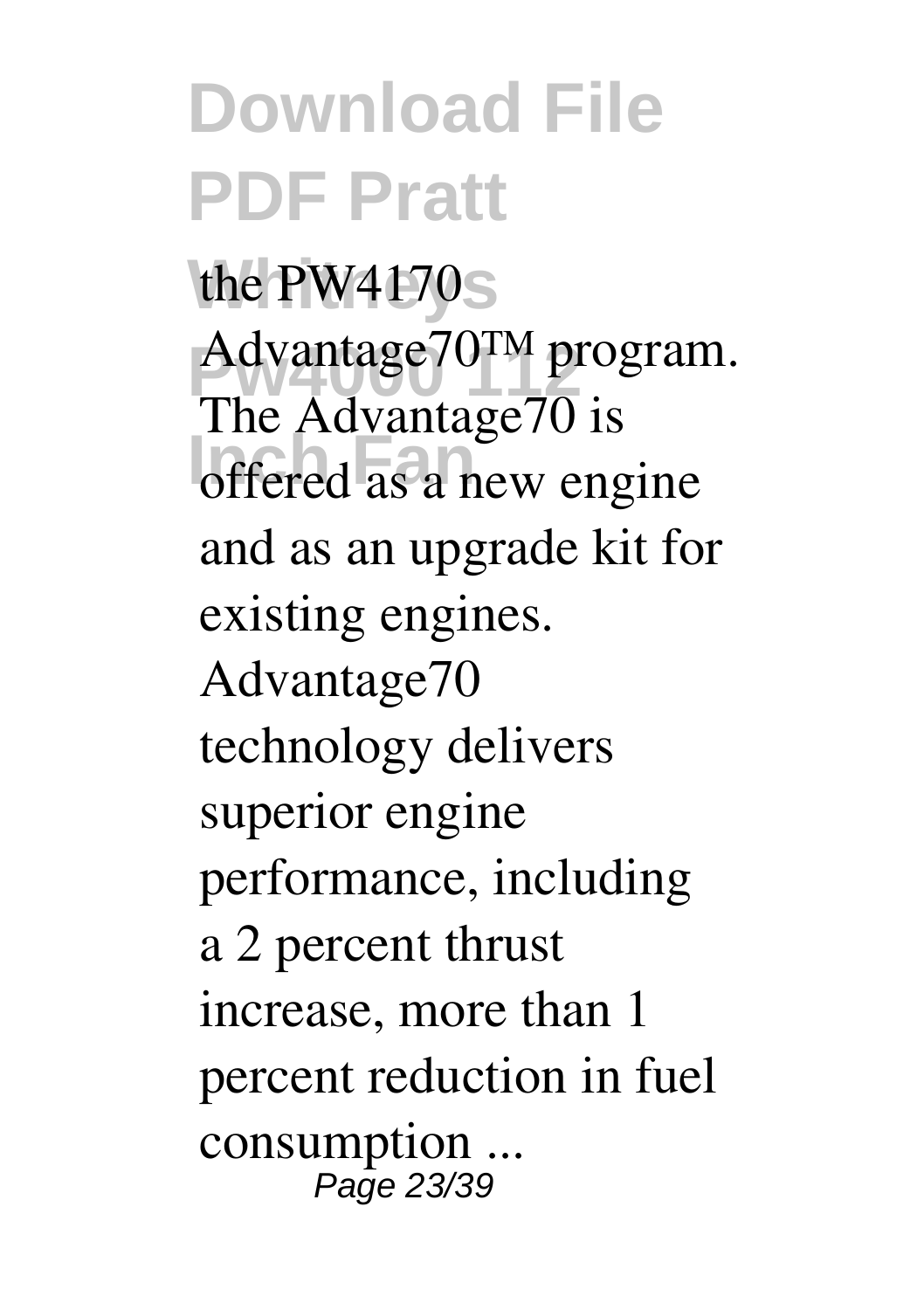the PW4170 Advantage70™ program. The Advantage70 is offered as a new engine and as an upgrade kit for existing engines. Advantage70 technology delivers superior engine performance, including a 2 percent thrust increase, more than 1 percent reduction in fuel consumption ...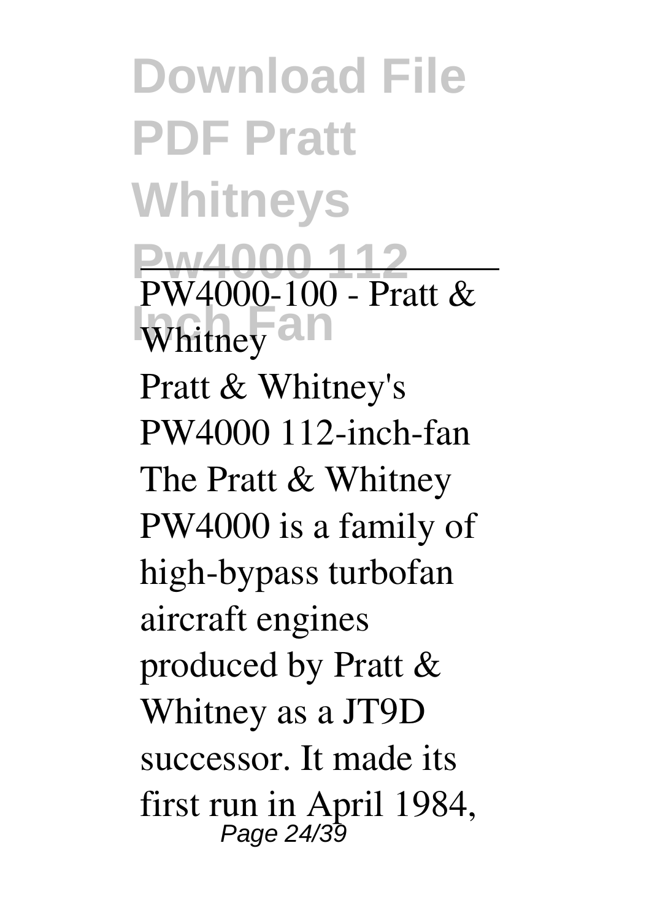PW4000-100 - Pratt & Whitney

Pratt & Whitney's PW4000 112-inch-fan The Pratt & Whitney PW4000 is a family of high-bypass turbofan aircraft engines produced by Pratt & Whitney as a JT9D successor. It made its first run in April 1984,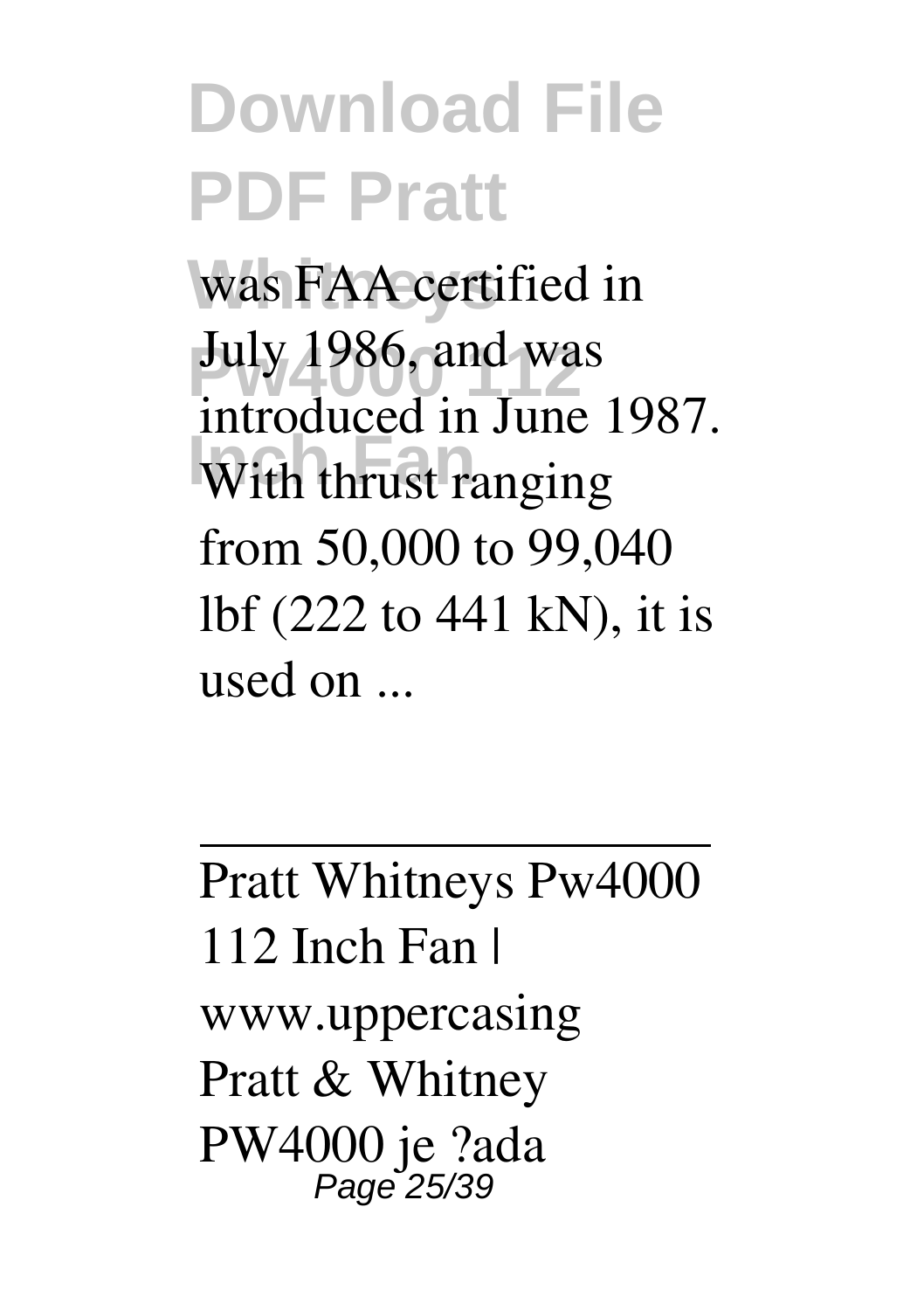was FAA certified in July 1986, and was introduced in June 1987. With thrust ranging from 50,000 to 99,040 lbf (222 to 441 kN), it is used on ...

---

Pratt Whitneys Pw4000 112 Inch Fan | www.uppercasing

Pratt & Whitney PW4000 je ?ada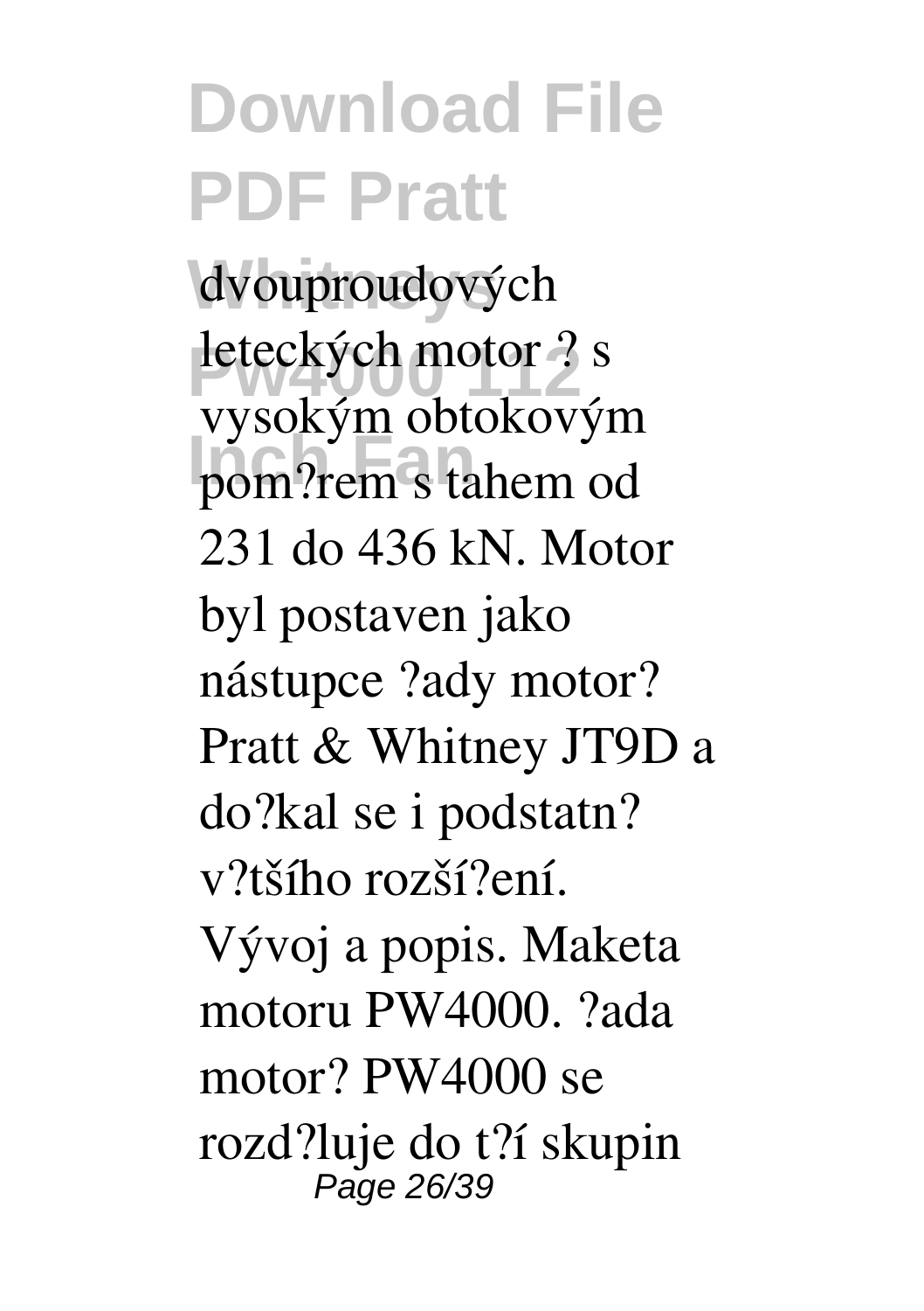dvouproudových leteckých motor ? s vysokým obtokovým pom?rem s tahem od 231 do 436 kN. Motor byl postaven jako nástupce ?ady motor? Pratt & Whitney JT9D a do?kal se i podstatn? v?tšího rozší?ení. Vývoj a popis. Maketa motoru PW4000. ?ada motor? PW4000 se rozd?luje do t?í skupin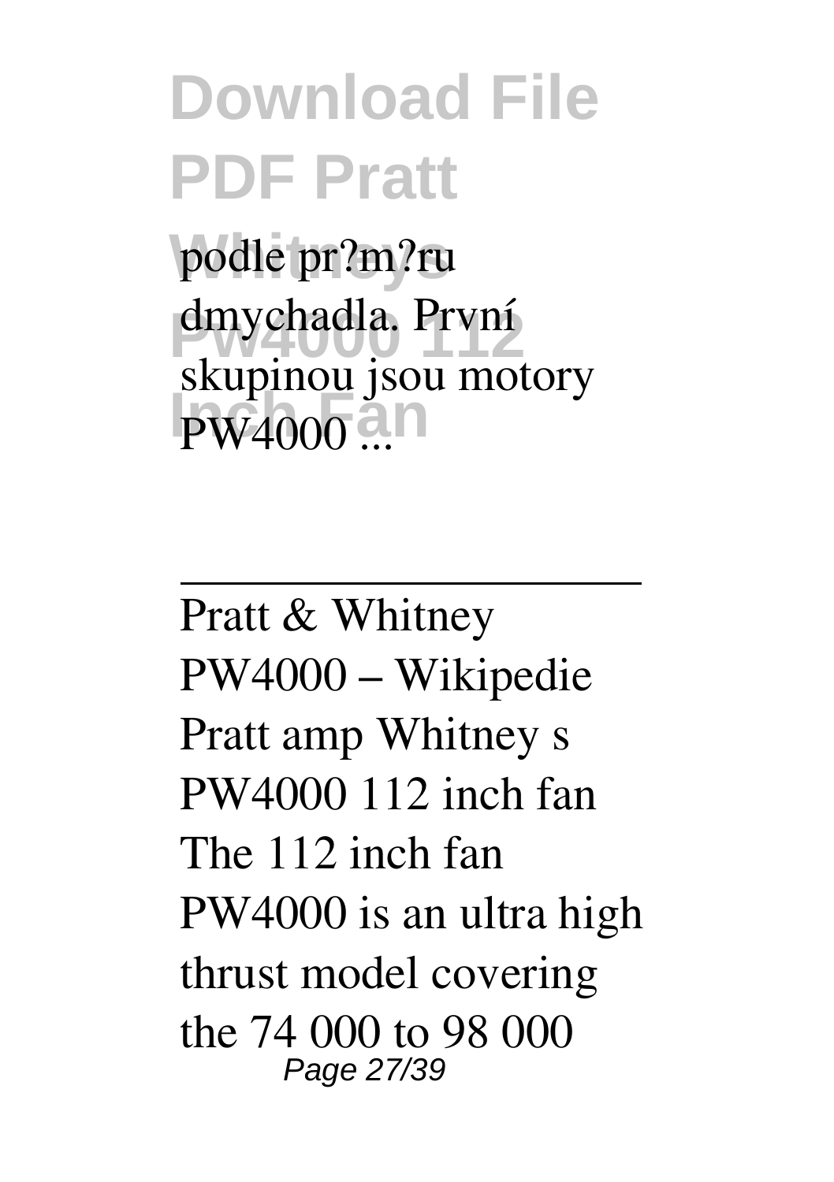podle pr?m?ru dmychadla. První skupinou jsou motory PW4000 ...

---

Pratt & Whitney PW4000 – Wikipedie
Pratt amp Whitney s PW4000 112 inch fan The 112 inch fan PW4000 is an ultra high thrust model covering the 74 000 to 98 000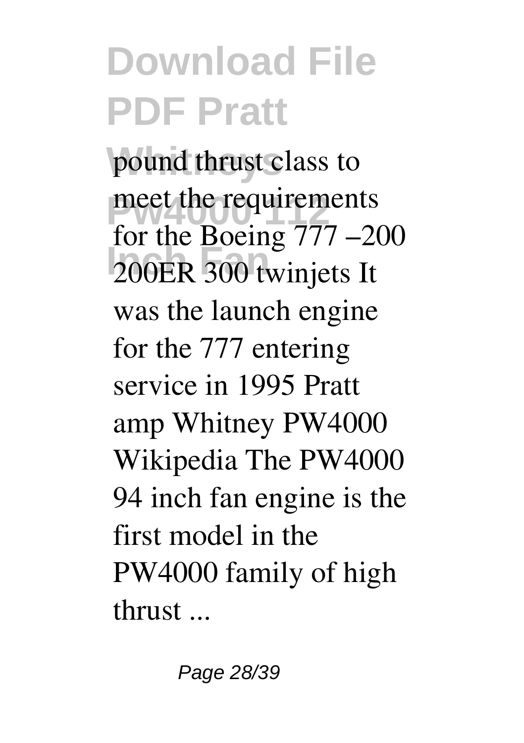pound thrust class to meet the requirements for the Boeing 777 –200 200ER 300 twinjets It was the launch engine for the 777 entering service in 1995 Pratt amp Whitney PW4000 Wikipedia The PW4000 94 inch fan engine is the first model in the PW4000 family of high thrust ...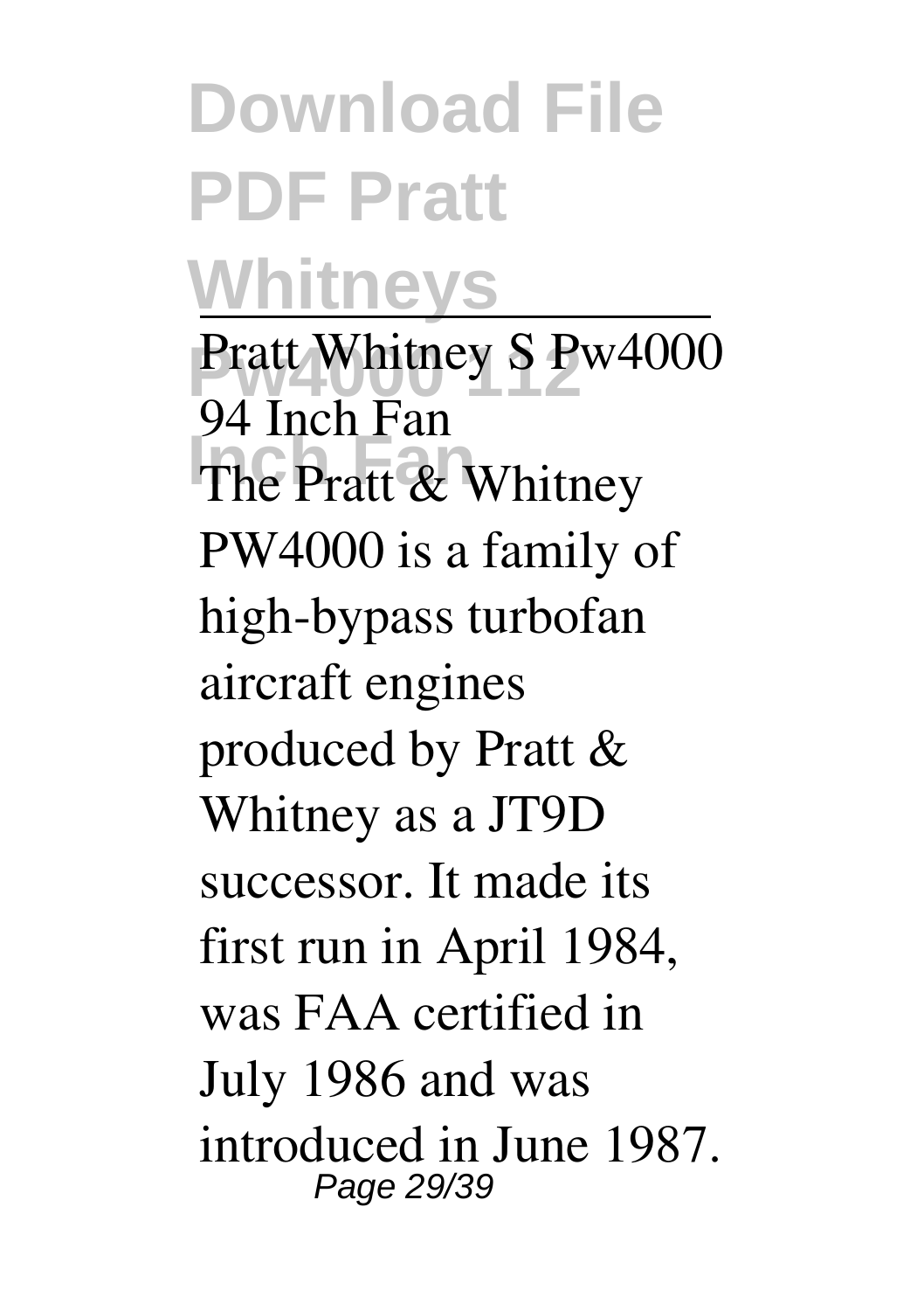Pratt Whitney S Pw4000 94 Inch Fan

The Pratt & Whitney PW4000 is a family of high-bypass turbofan aircraft engines produced by Pratt & Whitney as a JT9D successor. It made its first run in April 1984, was FAA certified in July 1986 and was introduced in June 1987.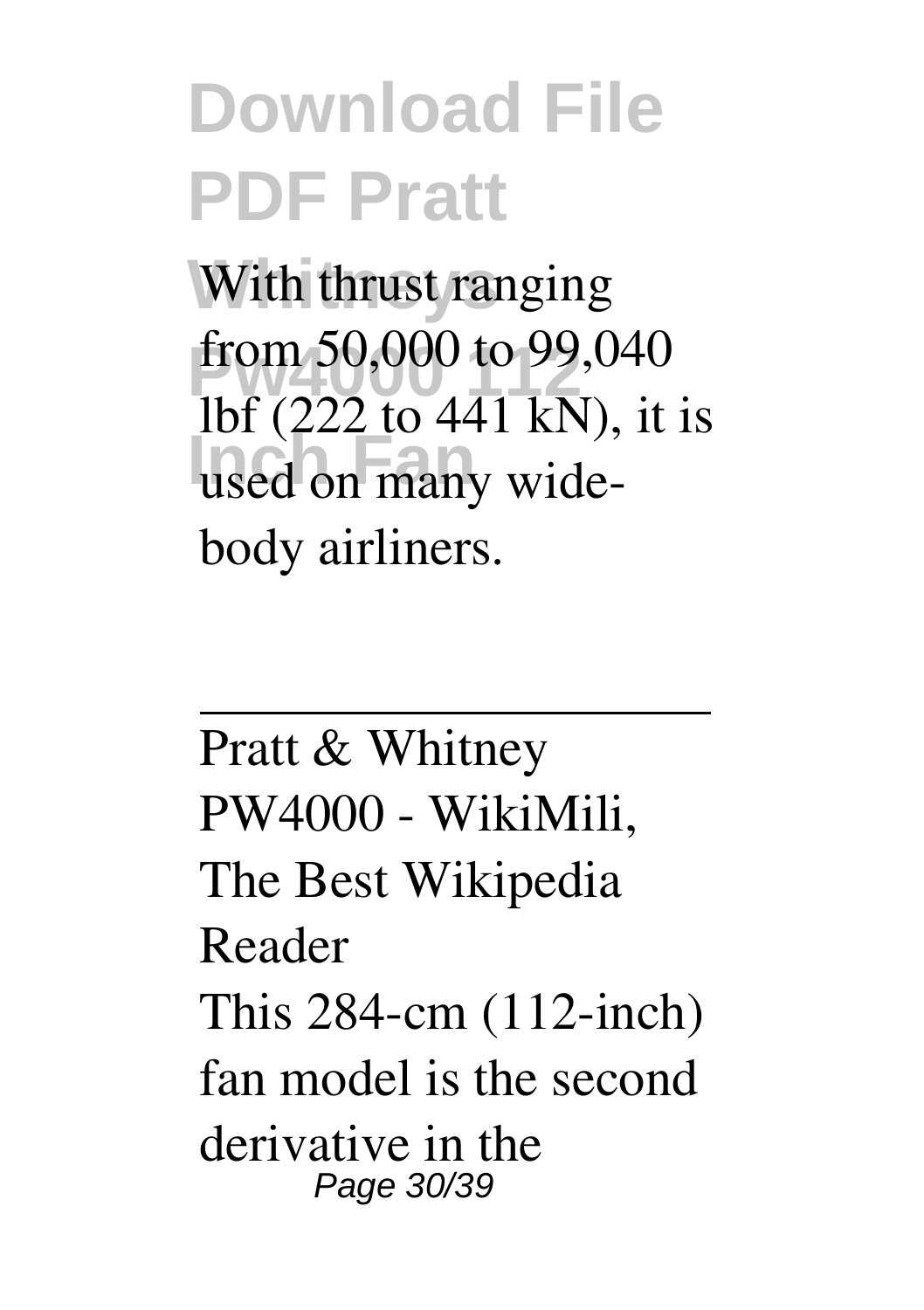With thrust ranging from 50,000 to 99,040 lbf (222 to 441 kN), it is used on many wide-body airliners.

---

Pratt & Whitney PW4000 - WikiMili, The Best Wikipedia Reader

This 284-cm (112-inch) fan model is the second derivative in the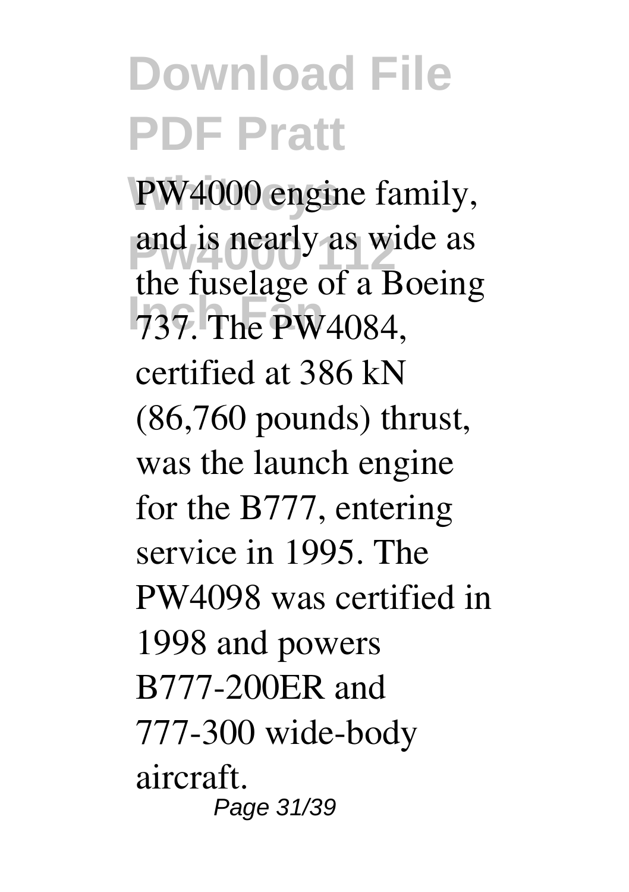PW4000 engine family, and is nearly as wide as the fuselage of a Boeing 737. The PW4084, certified at 386 kN (86,760 pounds) thrust, was the launch engine for the B777, entering service in 1995. The PW4098 was certified in 1998 and powers B777-200ER and 777-300 wide-body aircraft.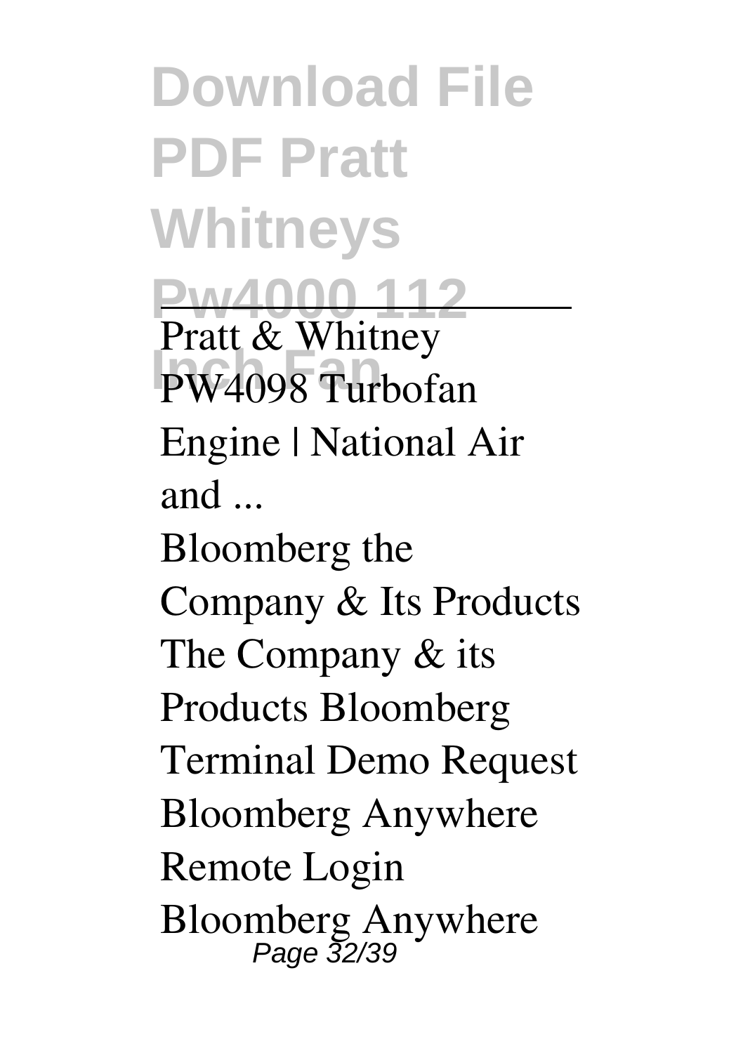Pratt & Whitney PW4098 Turbofan Engine | National Air and ...

Bloomberg the Company & Its Products The Company & its Products Bloomberg Terminal Demo Request Bloomberg Anywhere Remote Login Bloomberg Anywhere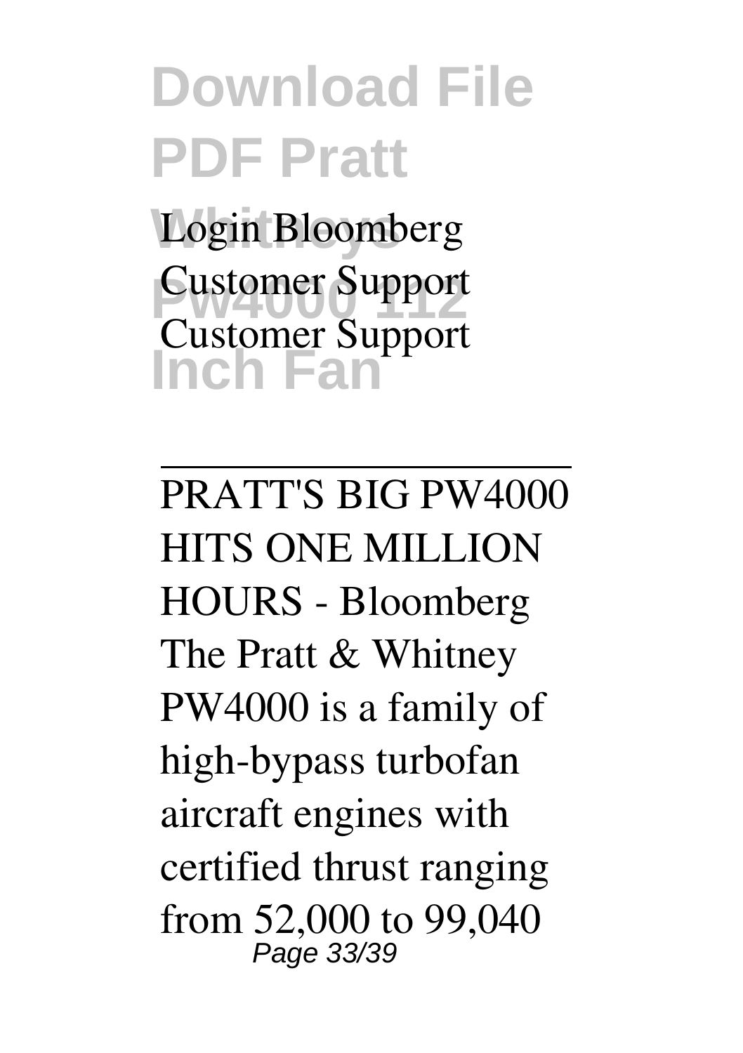Login Bloomberg Customer Support Customer Support

---

PRATT'S BIG PW4000 HITS ONE MILLION HOURS - Bloomberg

The Pratt & Whitney PW4000 is a family of high-bypass turbofan aircraft engines with certified thrust ranging from 52,000 to 99,040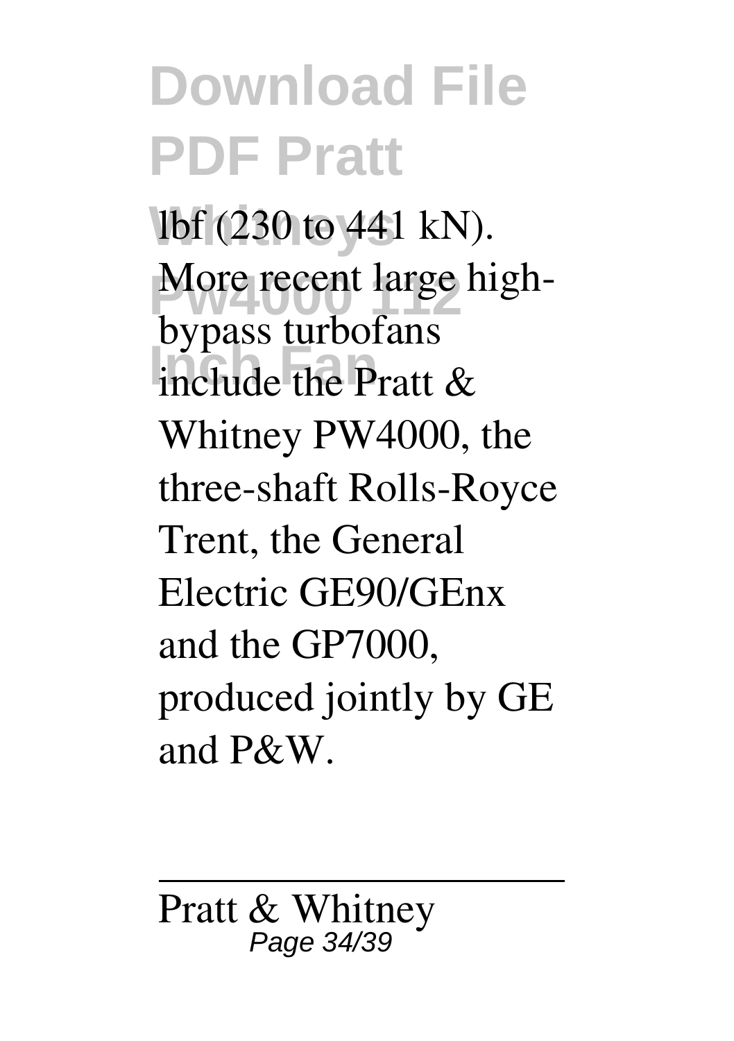lbf (230 to 441 kN). More recent large high-bypass turbofans include the Pratt & Whitney PW4000, the three-shaft Rolls-Royce Trent, the General Electric GE90/GEnx and the GP7000, produced jointly by GE and P&W.

Pratt & Whitney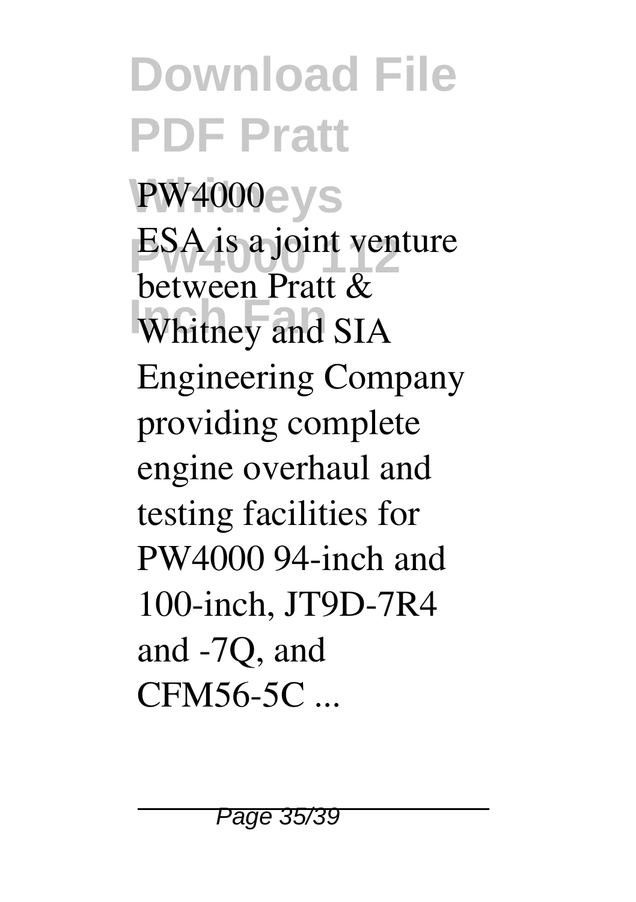PW4000

ESA is a joint venture between Pratt & Whitney and SIA Engineering Company providing complete engine overhaul and testing facilities for PW4000 94-inch and 100-inch, JT9D-7R4 and -7Q, and CFM56-5C ...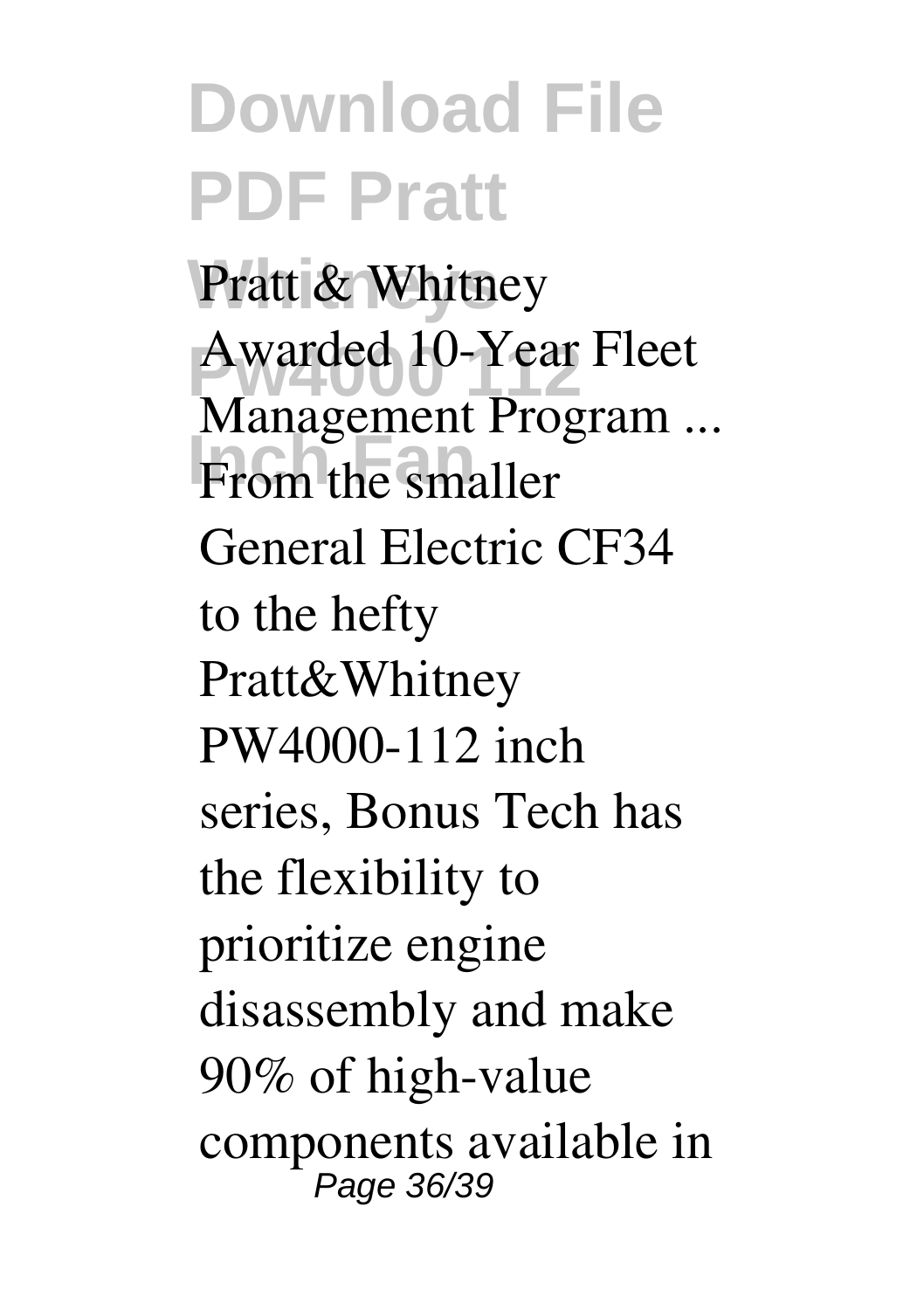Pratt & Whitney Awarded 10-Year Fleet Management Program ...

From the smaller General Electric CF34 to the hefty Pratt&Whitney PW4000-112 inch series, Bonus Tech has the flexibility to prioritize engine disassembly and make 90% of high-value components available in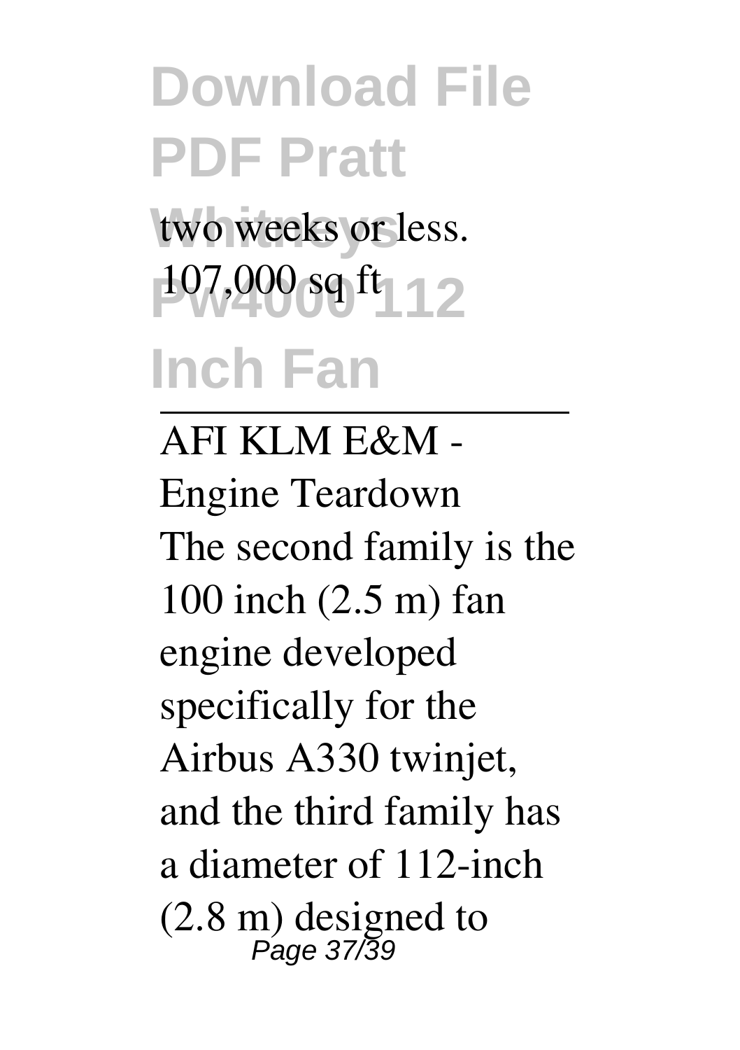two weeks or less.
107,000 sq ft

AFI KLM E&M - Engine Teardown

The second family is the 100 inch (2.5 m) fan engine developed specifically for the Airbus A330 twinjet, and the third family has a diameter of 112-inch (2.8 m) designed to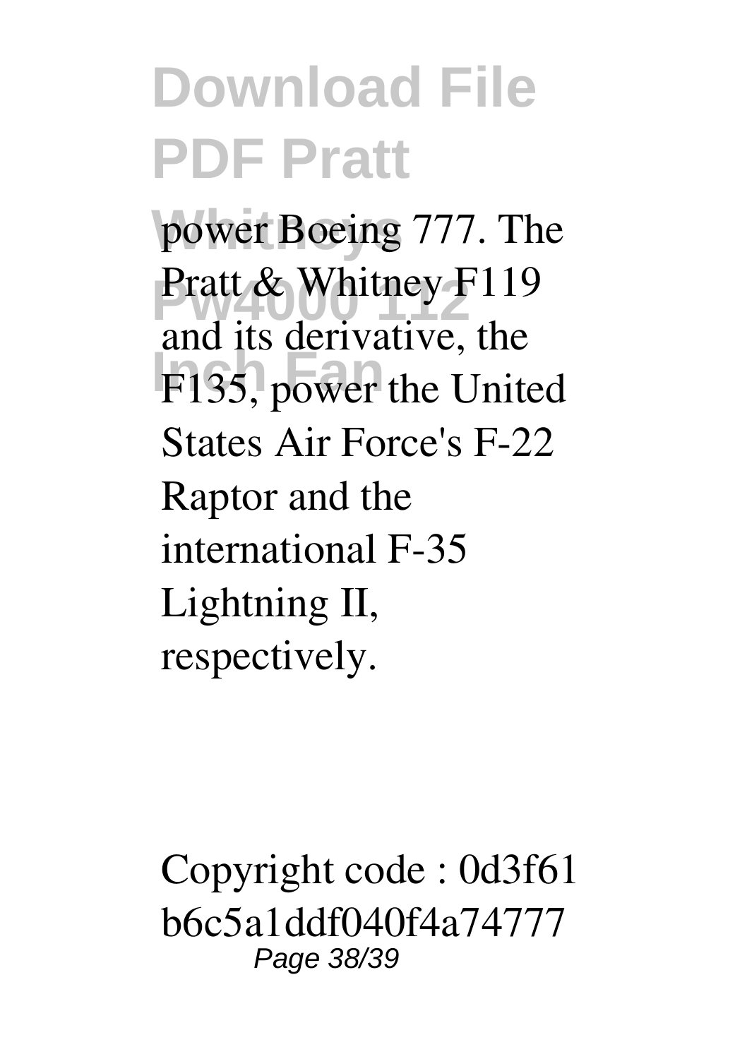power Boeing 777. The Pratt & Whitney F119 and its derivative, the F135, power the United States Air Force's F-22 Raptor and the international F-35 Lightning II, respectively.

Copyright code : 0d3f61b6c5a1ddf040f4a74777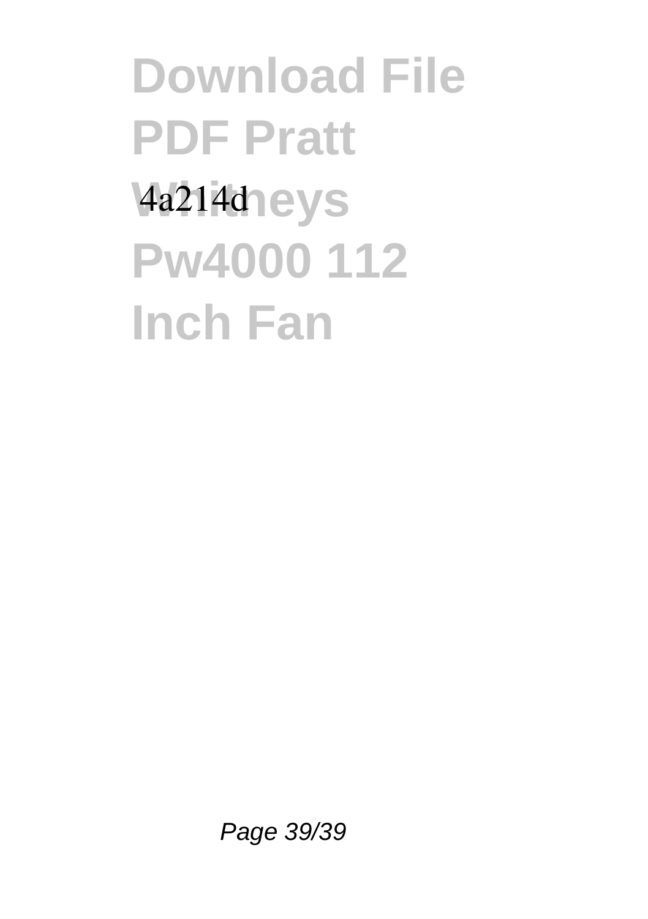4a214d